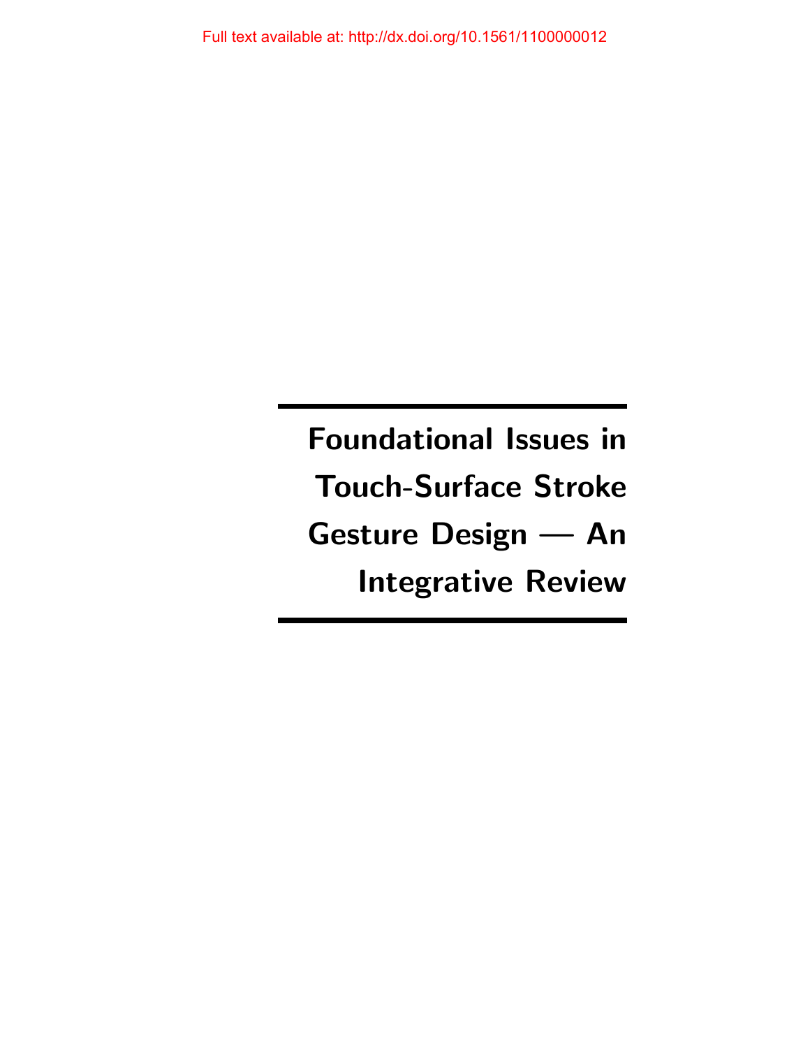Full text available at: http://dx.doi.org/10.1561/1100000012

# Foundational Issues in Touch-Surface Stroke Gesture Design — An Integrative Review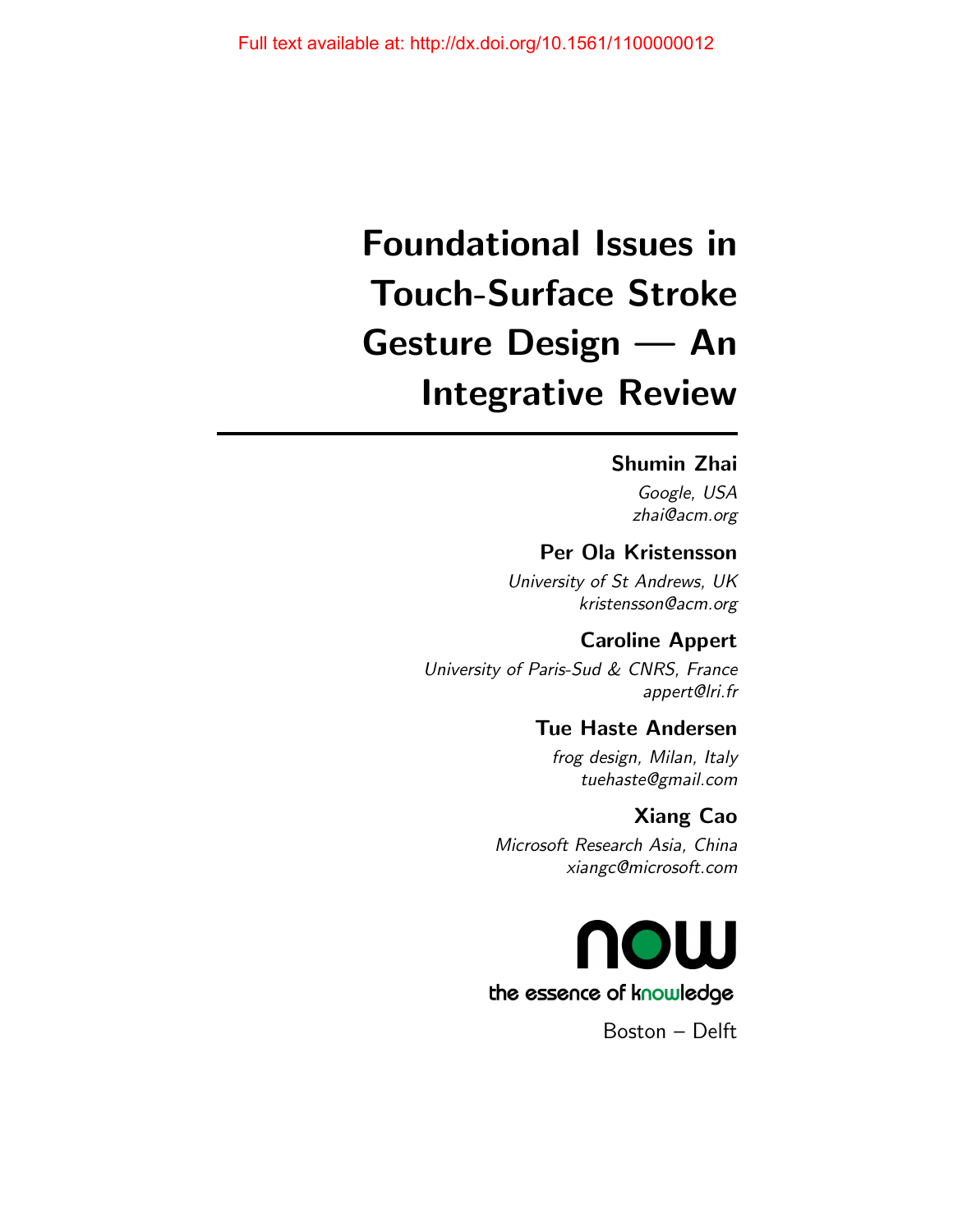Full text available at: http://dx.doi.org/10.1561/1100000012

# Foundational Issues in Touch-Surface Stroke Gesture Design — An Integrative Review

**Shumin Zhai**
*Google, USA*
*zhai@acm.org*

**Per Ola Kristensson**
*University of St Andrews, UK*
*kristensson@acm.org*

**Caroline Appert**
*University of Paris-Sud & CNRS, France*
*appert@lri.fr*

**Tue Haste Andersen**
*frog design, Milan, Italy*
*tuehaste@gmail.com*

**Xiang Cao**
*Microsoft Research Asia, China*
*xiangc@microsoft.com*

now
the essence of knowledge

Boston – Delft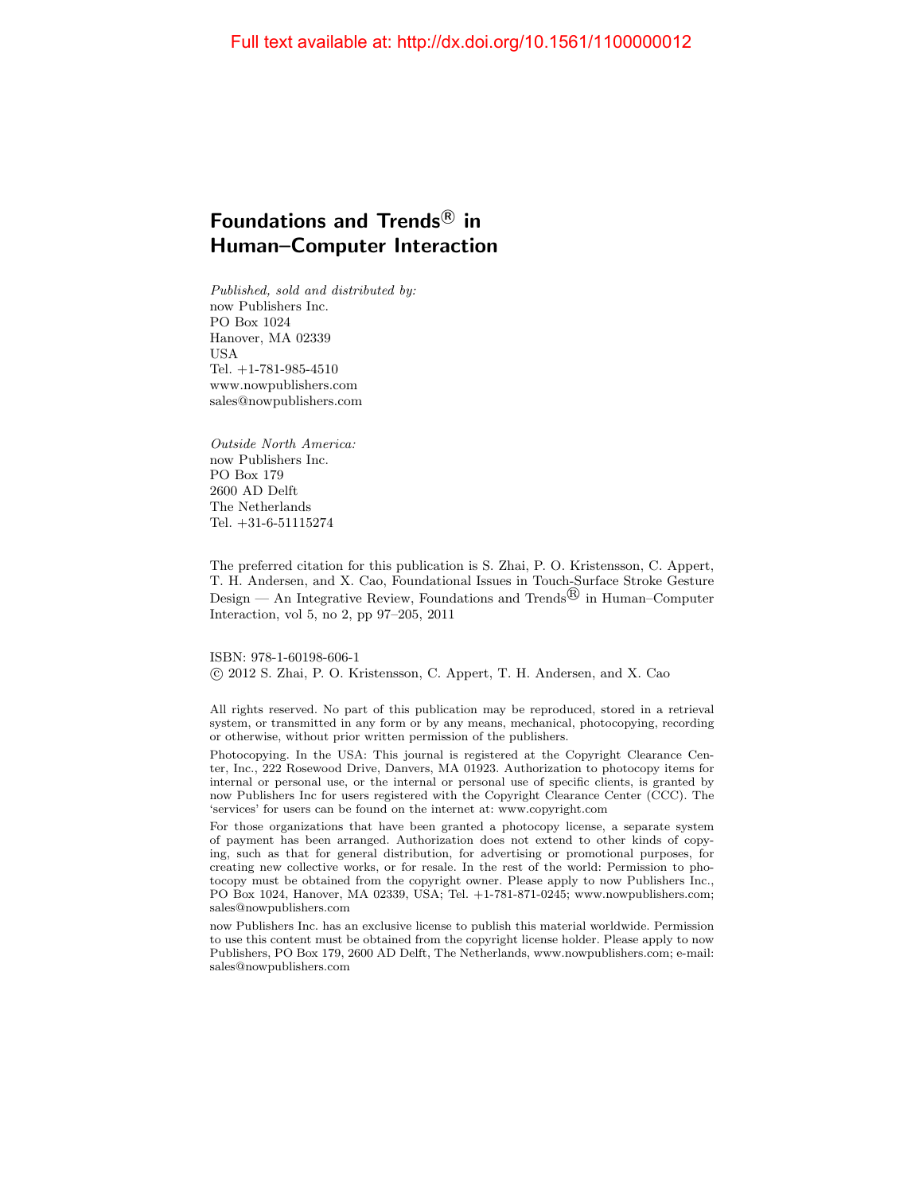# Foundations and Trends® in Human–Computer Interaction

*Published, sold and distributed by:*
now Publishers Inc.
PO Box 1024
Hanover, MA 02339
USA
Tel. +1-781-985-4510
www.nowpublishers.com
sales@nowpublishers.com

*Outside North America:*
now Publishers Inc.
PO Box 179
2600 AD Delft
The Netherlands
Tel. +31-6-51115274

The preferred citation for this publication is S. Zhai, P. O. Kristensson, C. Appert, T. H. Andersen, and X. Cao, Foundational Issues in Touch-Surface Stroke Gesture Design — An Integrative Review, Foundations and Trends® in Human–Computer Interaction, vol 5, no 2, pp 97–205, 2011

ISBN: 978-1-60198-606-1
© 2012 S. Zhai, P. O. Kristensson, C. Appert, T. H. Andersen, and X. Cao

All rights reserved. No part of this publication may be reproduced, stored in a retrieval system, or transmitted in any form or by any means, mechanical, photocopying, recording or otherwise, without prior written permission of the publishers.

Photocopying. In the USA: This journal is registered at the Copyright Clearance Center, Inc., 222 Rosewood Drive, Danvers, MA 01923. Authorization to photocopy items for internal or personal use, or the internal or personal use of specific clients, is granted by now Publishers Inc for users registered with the Copyright Clearance Center (CCC). The 'services' for users can be found on the internet at: www.copyright.com

For those organizations that have been granted a photocopy license, a separate system of payment has been arranged. Authorization does not extend to other kinds of copying, such as that for general distribution, for advertising or promotional purposes, for creating new collective works, or for resale. In the rest of the world: Permission to photocopy must be obtained from the copyright owner. Please apply to now Publishers Inc., PO Box 1024, Hanover, MA 02339, USA; Tel. +1-781-871-0245; www.nowpublishers.com; sales@nowpublishers.com

now Publishers Inc. has an exclusive license to publish this material worldwide. Permission to use this content must be obtained from the copyright license holder. Please apply to now Publishers, PO Box 179, 2600 AD Delft, The Netherlands, www.nowpublishers.com; e-mail: sales@nowpublishers.com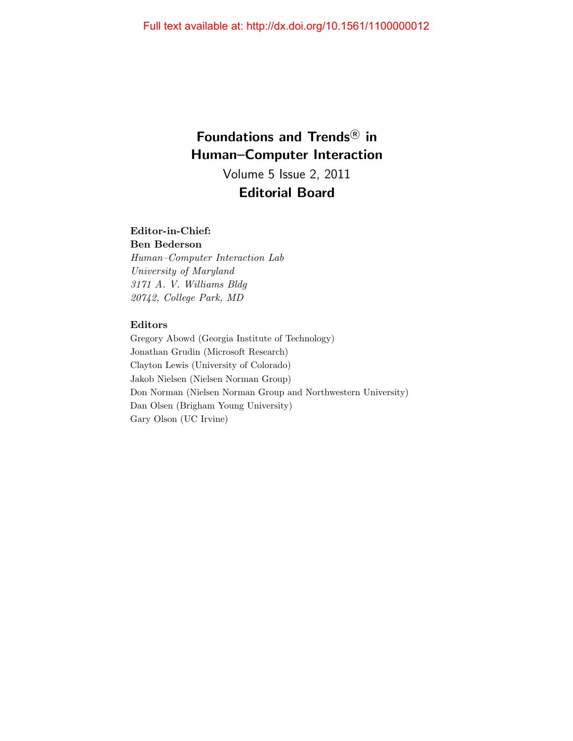# Foundations and Trends® in Human–Computer Interaction

Volume 5 Issue 2, 2011

## Editorial Board

**Editor-in-Chief:**

**Ben Bederson**

*Human–Computer Interaction Lab*
*University of Maryland*
*3171 A. V. Williams Bldg*
*20742, College Park, MD*

**Editors**

Gregory Abowd (Georgia Institute of Technology)
Jonathan Grudin (Microsoft Research)
Clayton Lewis (University of Colorado)
Jakob Nielsen (Nielsen Norman Group)
Don Norman (Nielsen Norman Group and Northwestern University)
Dan Olsen (Brigham Young University)
Gary Olson (UC Irvine)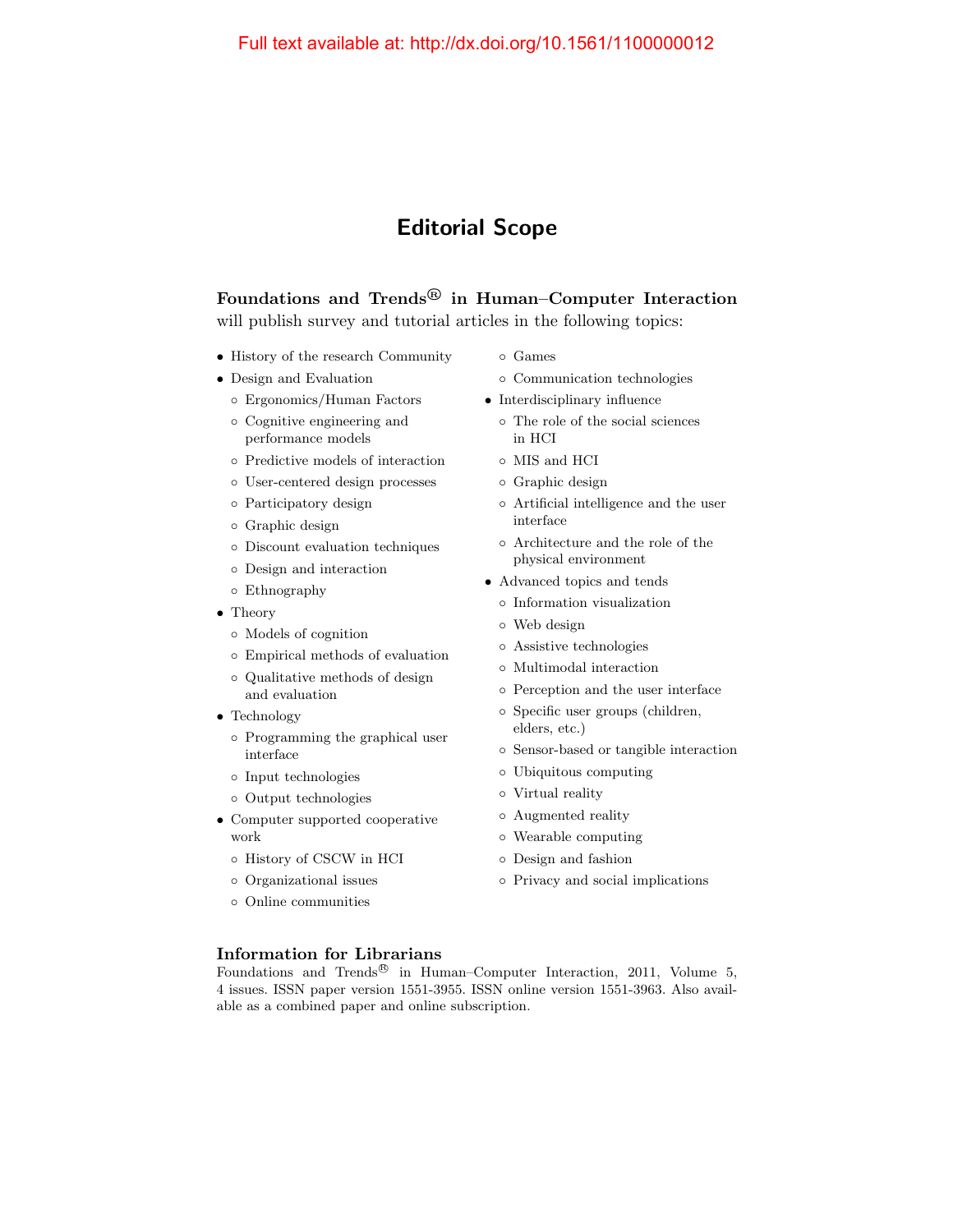# Editorial Scope

**Foundations and Trends® in Human–Computer Interaction** will publish survey and tutorial articles in the following topics:

- History of the research Community
- Design and Evaluation
  - Ergonomics/Human Factors
  - Cognitive engineering and performance models
  - Predictive models of interaction
  - User-centered design processes
  - Participatory design
  - Graphic design
  - Discount evaluation techniques
  - Design and interaction
  - Ethnography
- Theory
  - Models of cognition
  - Empirical methods of evaluation
  - Qualitative methods of design and evaluation
- Technology
  - Programming the graphical user interface
  - Input technologies
  - Output technologies
- Computer supported cooperative work
  - History of CSCW in HCI
  - Organizational issues
  - Online communities
  - Games
  - Communication technologies
- Interdisciplinary influence
  - The role of the social sciences in HCI
  - MIS and HCI
  - Graphic design
  - Artificial intelligence and the user interface
  - Architecture and the role of the physical environment
- Advanced topics and tends
  - Information visualization
  - Web design
  - Assistive technologies
  - Multimodal interaction
  - Perception and the user interface
  - Specific user groups (children, elders, etc.)
  - Sensor-based or tangible interaction
  - Ubiquitous computing
  - Virtual reality
  - Augmented reality
  - Wearable computing
  - Design and fashion
  - Privacy and social implications

### Information for Librarians

Foundations and Trends® in Human–Computer Interaction, 2011, Volume 5, 4 issues. ISSN paper version 1551-3955. ISSN online version 1551-3963. Also available as a combined paper and online subscription.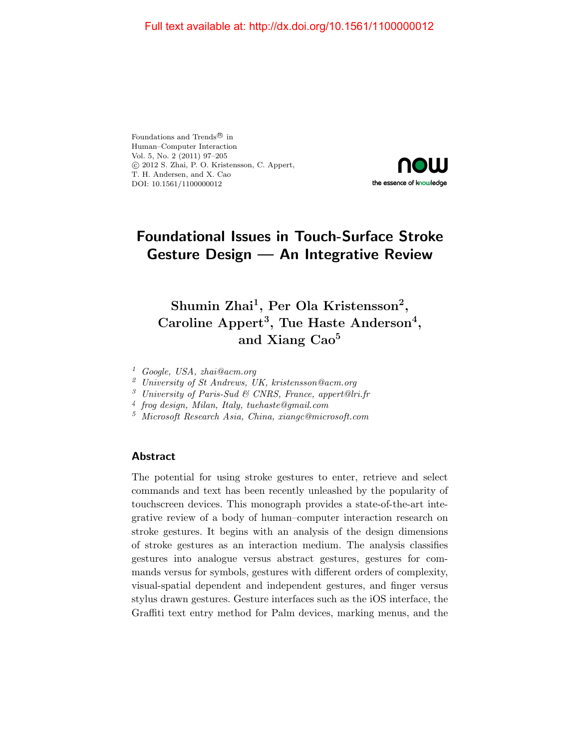Full text available at: http://dx.doi.org/10.1561/1100000012

Foundations and Trends® in
Human–Computer Interaction
Vol. 5, No. 2 (2011) 97–205
© 2012 S. Zhai, P. O. Kristensson, C. Appert,
T. H. Andersen, and X. Cao
DOI: 10.1561/1100000012

# Foundational Issues in Touch-Surface Stroke Gesture Design — An Integrative Review

**Shumin Zhai[1], Per Ola Kristensson[2], Caroline Appert[3], Tue Haste Anderson[4], and Xiang Cao[5]**

[1] *Google, USA, zhai@acm.org*
[2] *University of St Andrews, UK, kristensson@acm.org*
[3] *University of Paris-Sud & CNRS, France, appert@lri.fr*
[4] *frog design, Milan, Italy, tuehaste@gmail.com*
[5] *Microsoft Research Asia, China, xiangc@microsoft.com*

## Abstract

The potential for using stroke gestures to enter, retrieve and select commands and text has been recently unleashed by the popularity of touchscreen devices. This monograph provides a state-of-the-art integrative review of a body of human–computer interaction research on stroke gestures. It begins with an analysis of the design dimensions of stroke gestures as an interaction medium. The analysis classifies gestures into analogue versus abstract gestures, gestures for commands versus for symbols, gestures with different orders of complexity, visual-spatial dependent and independent gestures, and finger versus stylus drawn gestures. Gesture interfaces such as the iOS interface, the Graffiti text entry method for Palm devices, marking menus, and the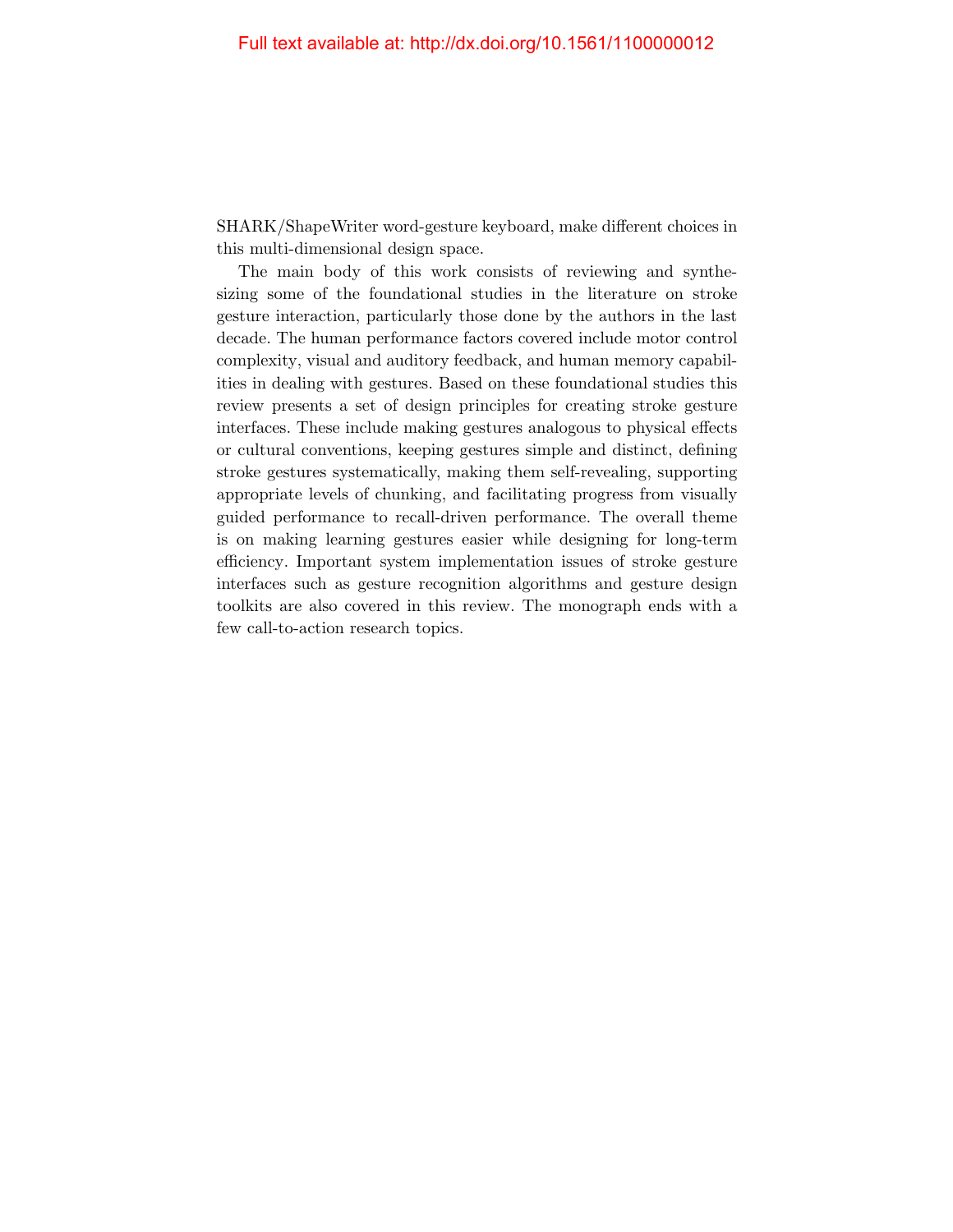SHARK/ShapeWriter word-gesture keyboard, make different choices in this multi-dimensional design space.

The main body of this work consists of reviewing and synthesizing some of the foundational studies in the literature on stroke gesture interaction, particularly those done by the authors in the last decade. The human performance factors covered include motor control complexity, visual and auditory feedback, and human memory capabilities in dealing with gestures. Based on these foundational studies this review presents a set of design principles for creating stroke gesture interfaces. These include making gestures analogous to physical effects or cultural conventions, keeping gestures simple and distinct, defining stroke gestures systematically, making them self-revealing, supporting appropriate levels of chunking, and facilitating progress from visually guided performance to recall-driven performance. The overall theme is on making learning gestures easier while designing for long-term efficiency. Important system implementation issues of stroke gesture interfaces such as gesture recognition algorithms and gesture design toolkits are also covered in this review. The monograph ends with a few call-to-action research topics.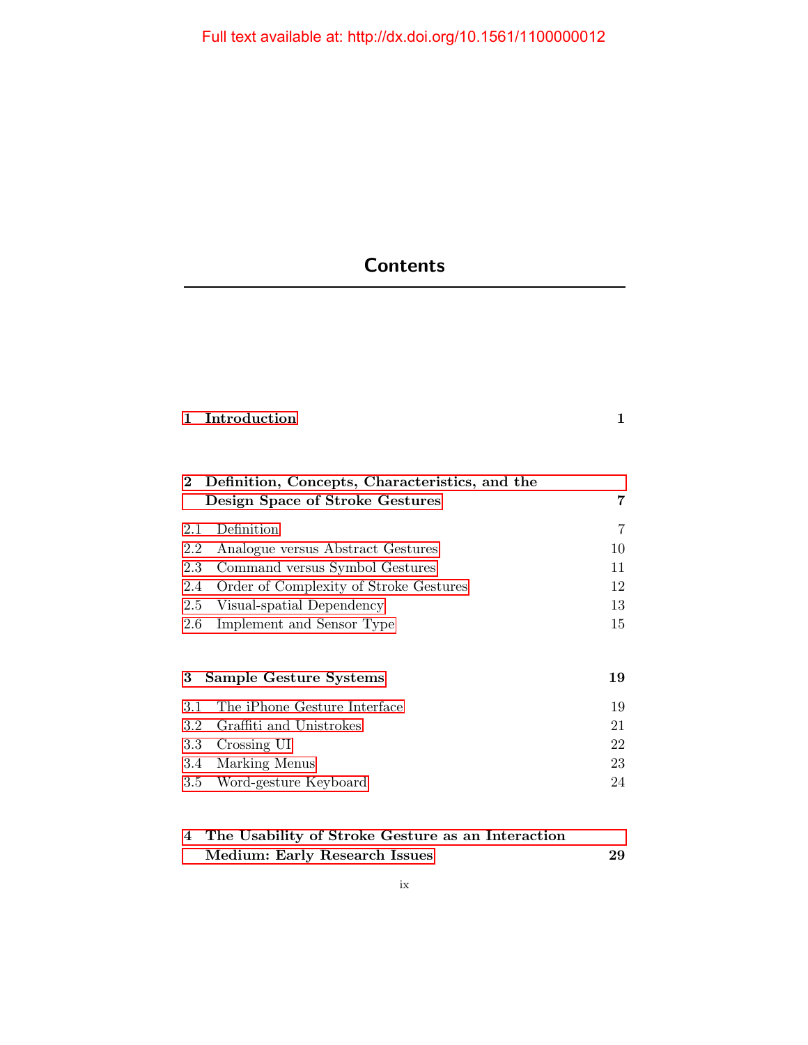Full text available at: http://dx.doi.org/10.1561/1100000012

# Contents

**1 Introduction** **1**

**2 Definition, Concepts, Characteristics, and the Design Space of Stroke Gestures** **7**

2.1 Definition 7
2.2 Analogue versus Abstract Gestures 10
2.3 Command versus Symbol Gestures 11
2.4 Order of Complexity of Stroke Gestures 12
2.5 Visual-spatial Dependency 13
2.6 Implement and Sensor Type 15

**3 Sample Gesture Systems** **19**

3.1 The iPhone Gesture Interface 19
3.2 Graffiti and Unistrokes 21
3.3 Crossing UI 22
3.4 Marking Menus 23
3.5 Word-gesture Keyboard 24

**4 The Usability of Stroke Gesture as an Interaction Medium: Early Research Issues** **29**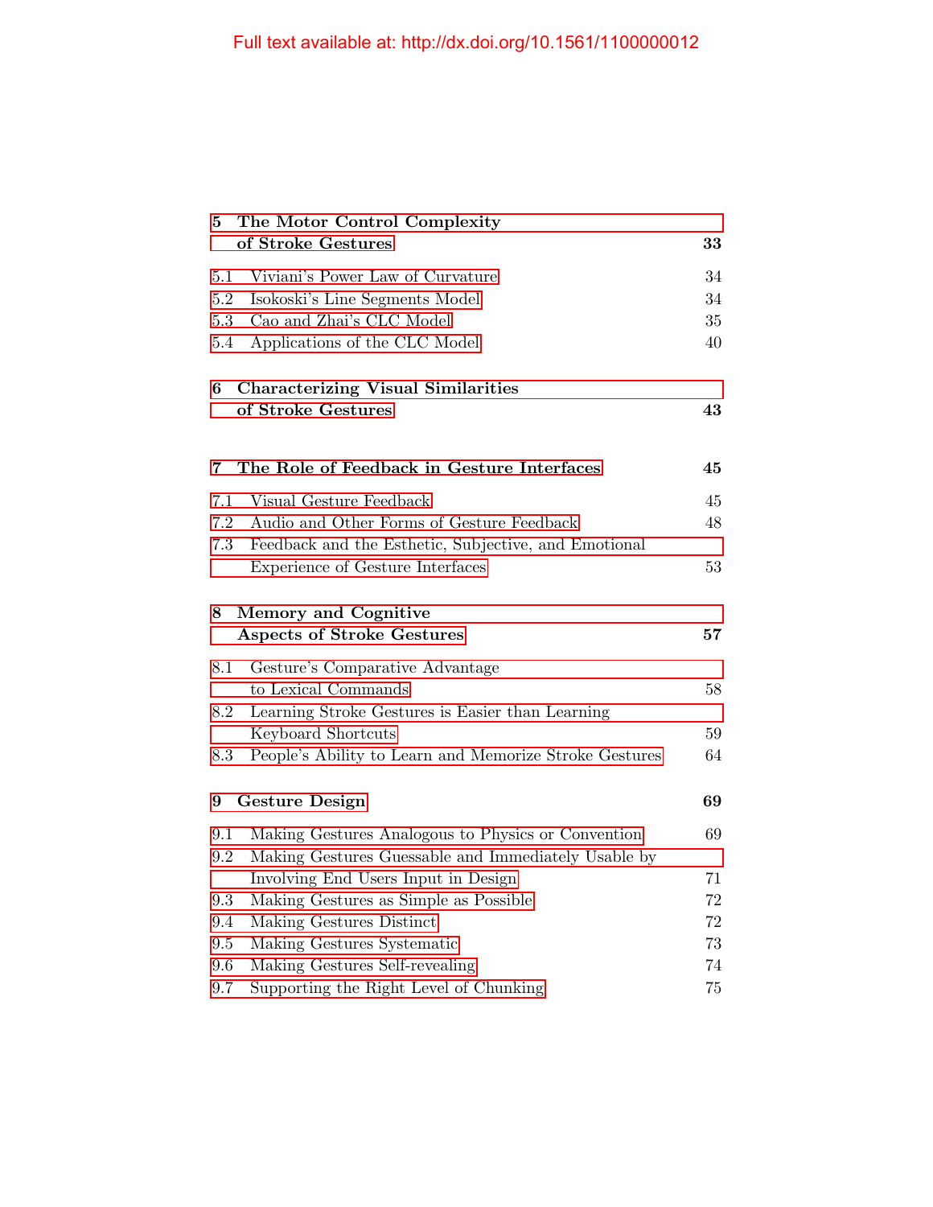**5 The Motor Control Complexity of Stroke Gestures** **33**

5.1 Viviani's Power Law of Curvature 34

5.2 Isokoski's Line Segments Model 34

5.3 Cao and Zhai's CLC Model 35

5.4 Applications of the CLC Model 40

**6 Characterizing Visual Similarities of Stroke Gestures** **43**

**7 The Role of Feedback in Gesture Interfaces** **45**

7.1 Visual Gesture Feedback 45

7.2 Audio and Other Forms of Gesture Feedback 48

7.3 Feedback and the Esthetic, Subjective, and Emotional Experience of Gesture Interfaces 53

**8 Memory and Cognitive Aspects of Stroke Gestures** **57**

8.1 Gesture's Comparative Advantage to Lexical Commands 58

8.2 Learning Stroke Gestures is Easier than Learning Keyboard Shortcuts 59

8.3 People's Ability to Learn and Memorize Stroke Gestures 64

**9 Gesture Design** **69**

9.1 Making Gestures Analogous to Physics or Convention 69

9.2 Making Gestures Guessable and Immediately Usable by Involving End Users Input in Design 71

9.3 Making Gestures as Simple as Possible 72

9.4 Making Gestures Distinct 72

9.5 Making Gestures Systematic 73

9.6 Making Gestures Self-revealing 74

9.7 Supporting the Right Level of Chunking 75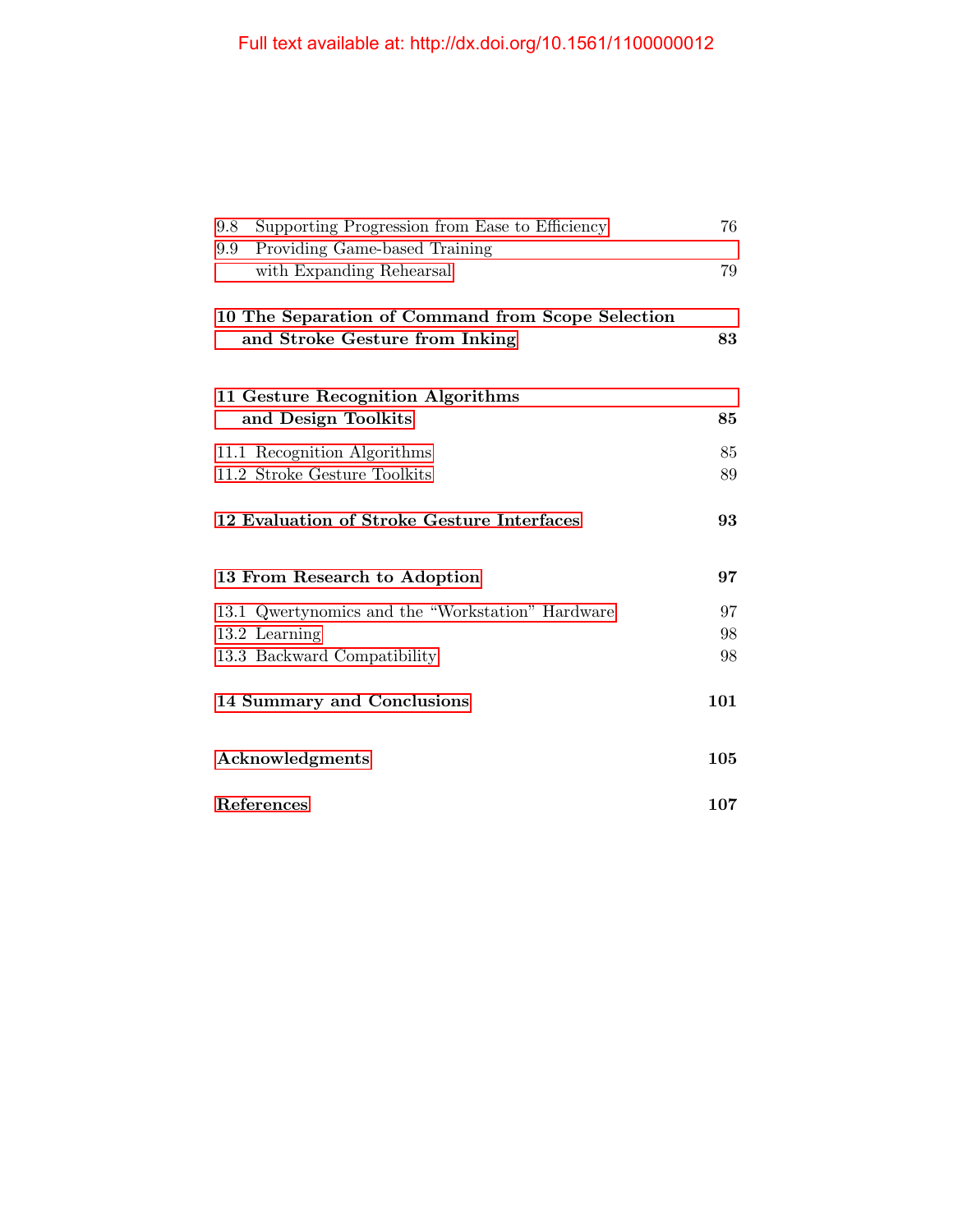9.8 Supporting Progression from Ease to Efficiency 76

9.9 Providing Game-based Training with Expanding Rehearsal 79

**10 The Separation of Command from Scope Selection and Stroke Gesture from Inking** **83**

**11 Gesture Recognition Algorithms and Design Toolkits** **85**

11.1 Recognition Algorithms 85

11.2 Stroke Gesture Toolkits 89

**12 Evaluation of Stroke Gesture Interfaces** **93**

**13 From Research to Adoption** **97**

13.1 Qwertynomics and the "Workstation" Hardware 97

13.2 Learning 98

13.3 Backward Compatibility 98

**14 Summary and Conclusions** **101**

**Acknowledgments** **105**

**References** **107**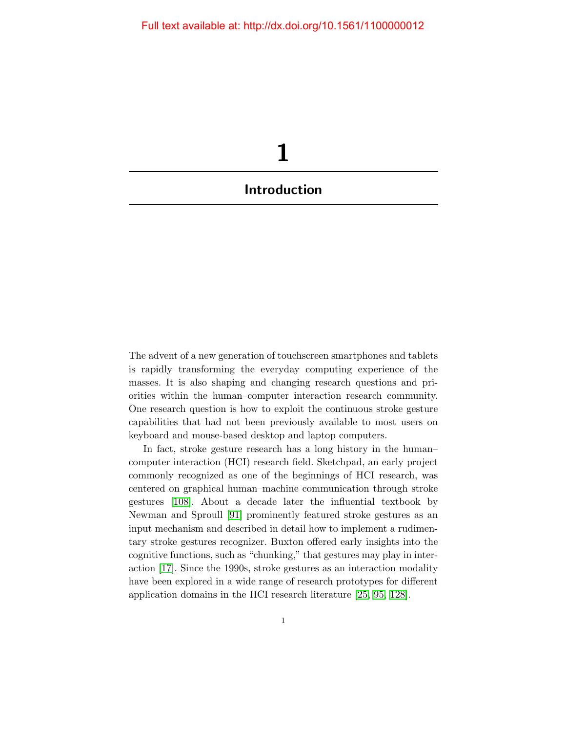# 1

## Introduction

The advent of a new generation of touchscreen smartphones and tablets is rapidly transforming the everyday computing experience of the masses. It is also shaping and changing research questions and priorities within the human–computer interaction research community. One research question is how to exploit the continuous stroke gesture capabilities that had not been previously available to most users on keyboard and mouse-based desktop and laptop computers.

In fact, stroke gesture research has a long history in the human–computer interaction (HCI) research field. Sketchpad, an early project commonly recognized as one of the beginnings of HCI research, was centered on graphical human–machine communication through stroke gestures [108]. About a decade later the influential textbook by Newman and Sproull [91] prominently featured stroke gestures as an input mechanism and described in detail how to implement a rudimentary stroke gestures recognizer. Buxton offered early insights into the cognitive functions, such as "chunking," that gestures may play in interaction [17]. Since the 1990s, stroke gestures as an interaction modality have been explored in a wide range of research prototypes for different application domains in the HCI research literature [25, 95, 128].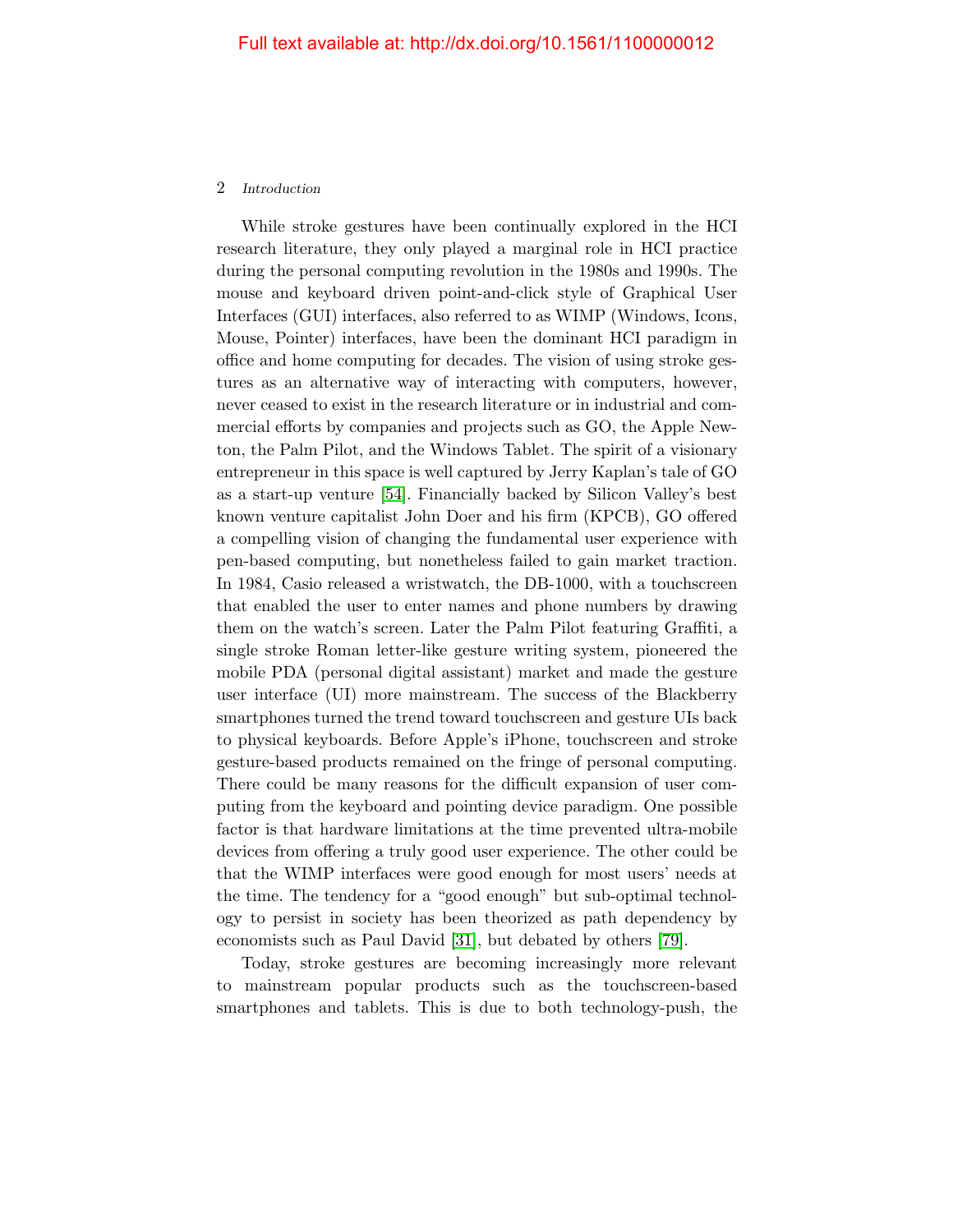While stroke gestures have been continually explored in the HCI research literature, they only played a marginal role in HCI practice during the personal computing revolution in the 1980s and 1990s. The mouse and keyboard driven point-and-click style of Graphical User Interfaces (GUI) interfaces, also referred to as WIMP (Windows, Icons, Mouse, Pointer) interfaces, have been the dominant HCI paradigm in office and home computing for decades. The vision of using stroke gestures as an alternative way of interacting with computers, however, never ceased to exist in the research literature or in industrial and commercial efforts by companies and projects such as GO, the Apple Newton, the Palm Pilot, and the Windows Tablet. The spirit of a visionary entrepreneur in this space is well captured by Jerry Kaplan's tale of GO as a start-up venture [54]. Financially backed by Silicon Valley's best known venture capitalist John Doer and his firm (KPCB), GO offered a compelling vision of changing the fundamental user experience with pen-based computing, but nonetheless failed to gain market traction. In 1984, Casio released a wristwatch, the DB-1000, with a touchscreen that enabled the user to enter names and phone numbers by drawing them on the watch's screen. Later the Palm Pilot featuring Graffiti, a single stroke Roman letter-like gesture writing system, pioneered the mobile PDA (personal digital assistant) market and made the gesture user interface (UI) more mainstream. The success of the Blackberry smartphones turned the trend toward touchscreen and gesture UIs back to physical keyboards. Before Apple's iPhone, touchscreen and stroke gesture-based products remained on the fringe of personal computing. There could be many reasons for the difficult expansion of user computing from the keyboard and pointing device paradigm. One possible factor is that hardware limitations at the time prevented ultra-mobile devices from offering a truly good user experience. The other could be that the WIMP interfaces were good enough for most users' needs at the time. The tendency for a "good enough" but sub-optimal technology to persist in society has been theorized as path dependency by economists such as Paul David [31], but debated by others [79].

Today, stroke gestures are becoming increasingly more relevant to mainstream popular products such as the touchscreen-based smartphones and tablets. This is due to both technology-push, the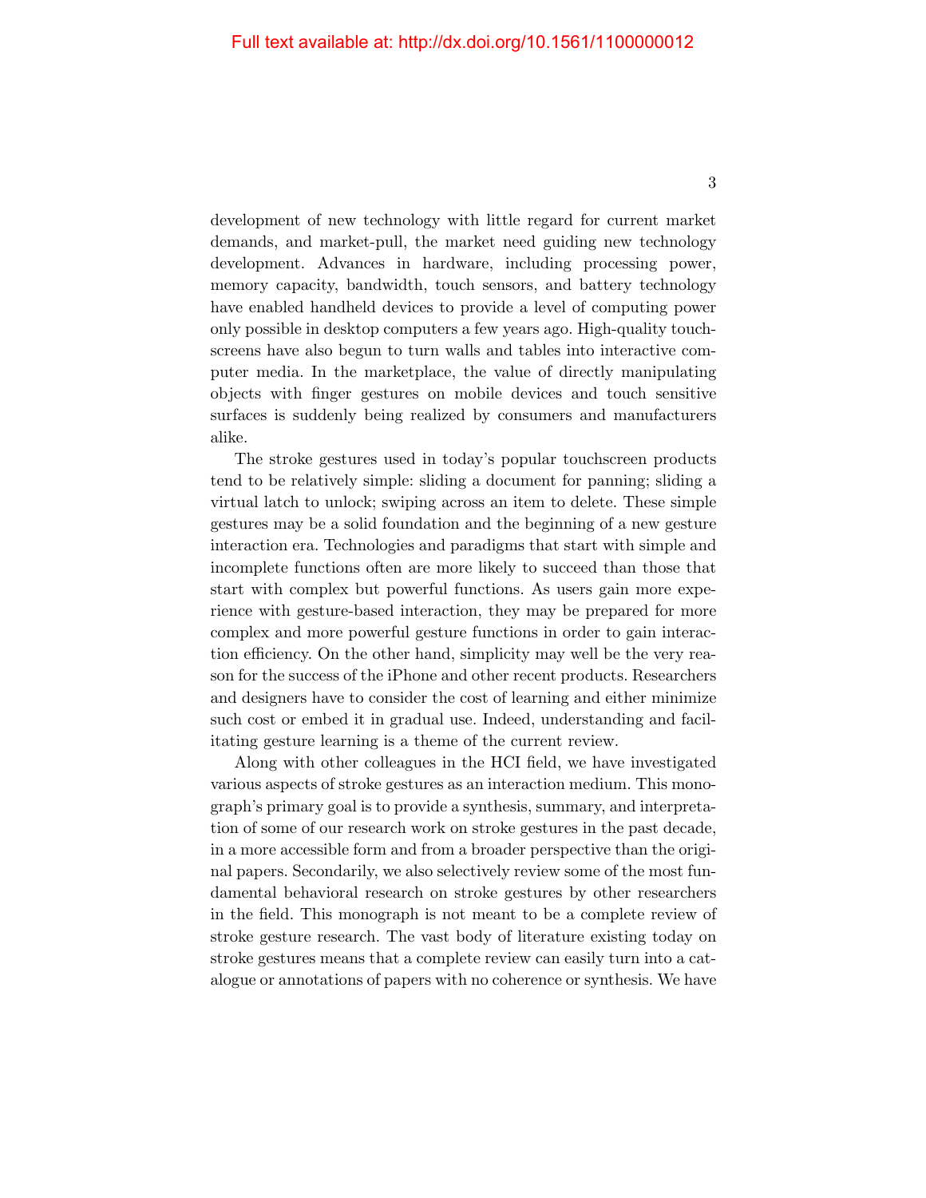development of new technology with little regard for current market demands, and market-pull, the market need guiding new technology development. Advances in hardware, including processing power, memory capacity, bandwidth, touch sensors, and battery technology have enabled handheld devices to provide a level of computing power only possible in desktop computers a few years ago. High-quality touchscreens have also begun to turn walls and tables into interactive computer media. In the marketplace, the value of directly manipulating objects with finger gestures on mobile devices and touch sensitive surfaces is suddenly being realized by consumers and manufacturers alike.

The stroke gestures used in today's popular touchscreen products tend to be relatively simple: sliding a document for panning; sliding a virtual latch to unlock; swiping across an item to delete. These simple gestures may be a solid foundation and the beginning of a new gesture interaction era. Technologies and paradigms that start with simple and incomplete functions often are more likely to succeed than those that start with complex but powerful functions. As users gain more experience with gesture-based interaction, they may be prepared for more complex and more powerful gesture functions in order to gain interaction efficiency. On the other hand, simplicity may well be the very reason for the success of the iPhone and other recent products. Researchers and designers have to consider the cost of learning and either minimize such cost or embed it in gradual use. Indeed, understanding and facilitating gesture learning is a theme of the current review.

Along with other colleagues in the HCI field, we have investigated various aspects of stroke gestures as an interaction medium. This monograph's primary goal is to provide a synthesis, summary, and interpretation of some of our research work on stroke gestures in the past decade, in a more accessible form and from a broader perspective than the original papers. Secondarily, we also selectively review some of the most fundamental behavioral research on stroke gestures by other researchers in the field. This monograph is not meant to be a complete review of stroke gesture research. The vast body of literature existing today on stroke gestures means that a complete review can easily turn into a catalogue or annotations of papers with no coherence or synthesis. We have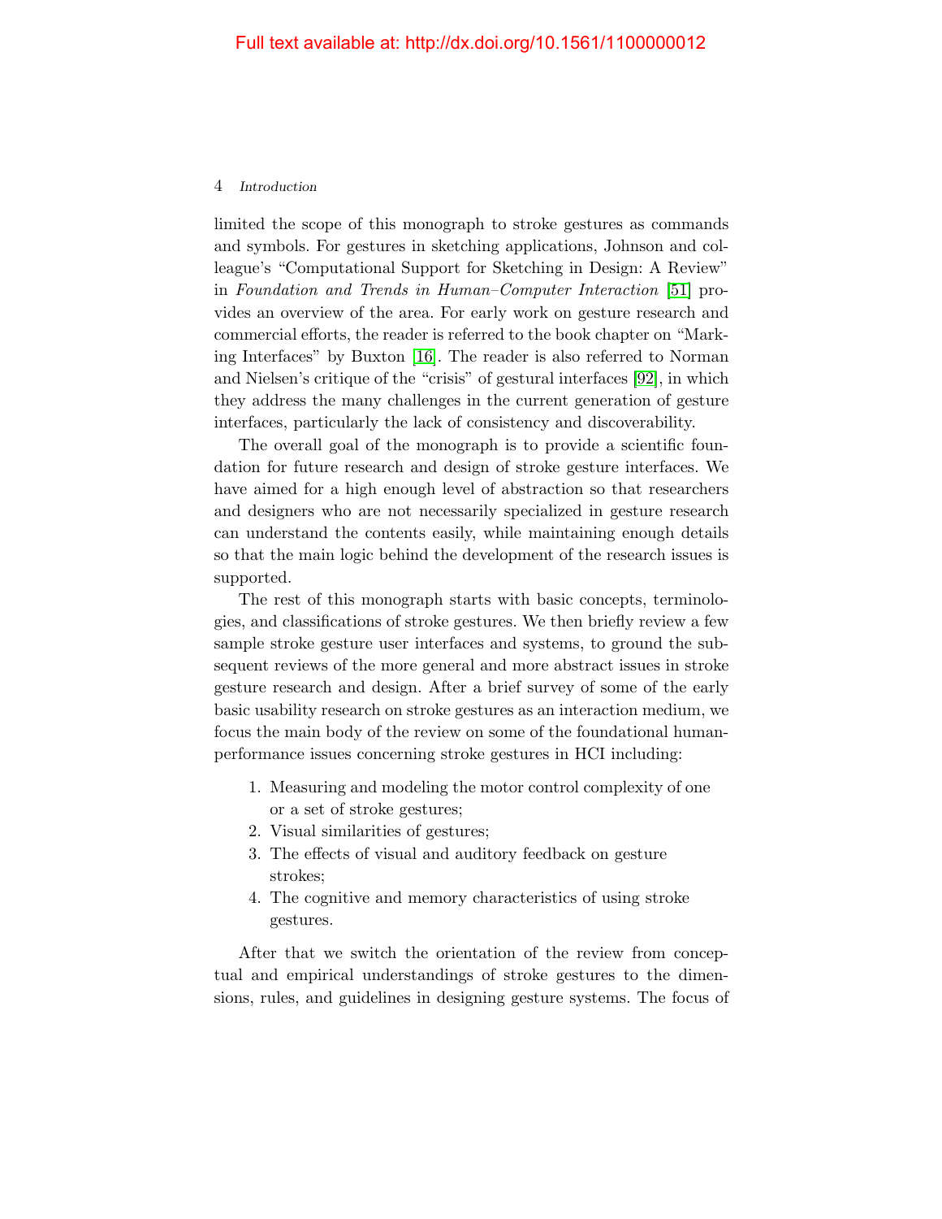limited the scope of this monograph to stroke gestures as commands and symbols. For gestures in sketching applications, Johnson and colleague's "Computational Support for Sketching in Design: A Review" in *Foundation and Trends in Human–Computer Interaction* [51] provides an overview of the area. For early work on gesture research and commercial efforts, the reader is referred to the book chapter on "Marking Interfaces" by Buxton [16]. The reader is also referred to Norman and Nielsen's critique of the "crisis" of gestural interfaces [92], in which they address the many challenges in the current generation of gesture interfaces, particularly the lack of consistency and discoverability.

The overall goal of the monograph is to provide a scientific foundation for future research and design of stroke gesture interfaces. We have aimed for a high enough level of abstraction so that researchers and designers who are not necessarily specialized in gesture research can understand the contents easily, while maintaining enough details so that the main logic behind the development of the research issues is supported.

The rest of this monograph starts with basic concepts, terminologies, and classifications of stroke gestures. We then briefly review a few sample stroke gesture user interfaces and systems, to ground the subsequent reviews of the more general and more abstract issues in stroke gesture research and design. After a brief survey of some of the early basic usability research on stroke gestures as an interaction medium, we focus the main body of the review on some of the foundational human-performance issues concerning stroke gestures in HCI including:

1. Measuring and modeling the motor control complexity of one or a set of stroke gestures;
2. Visual similarities of gestures;
3. The effects of visual and auditory feedback on gesture strokes;
4. The cognitive and memory characteristics of using stroke gestures.

After that we switch the orientation of the review from conceptual and empirical understandings of stroke gestures to the dimensions, rules, and guidelines in designing gesture systems. The focus of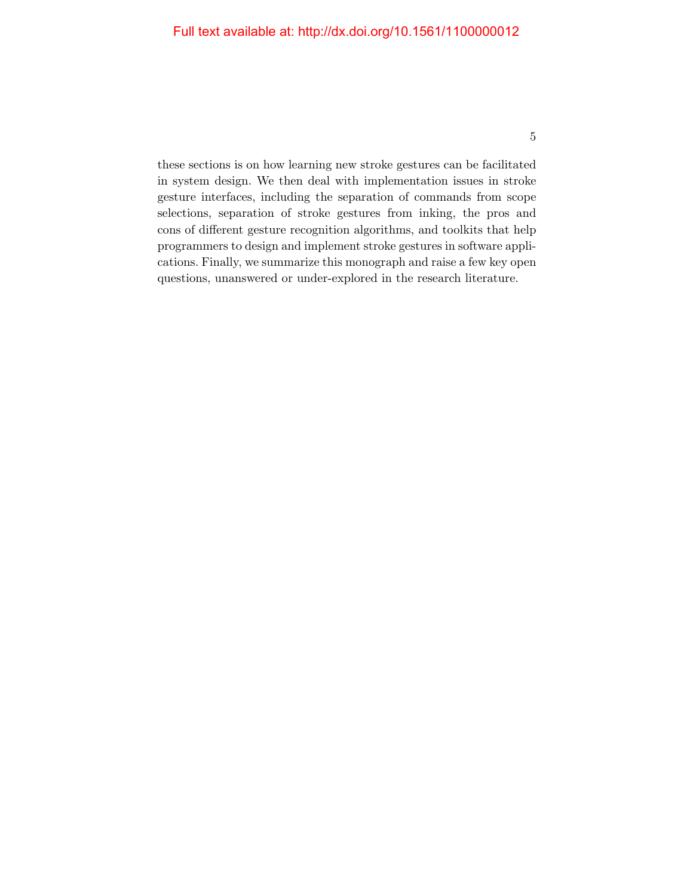these sections is on how learning new stroke gestures can be facilitated in system design. We then deal with implementation issues in stroke gesture interfaces, including the separation of commands from scope selections, separation of stroke gestures from inking, the pros and cons of different gesture recognition algorithms, and toolkits that help programmers to design and implement stroke gestures in software applications. Finally, we summarize this monograph and raise a few key open questions, unanswered or under-explored in the research literature.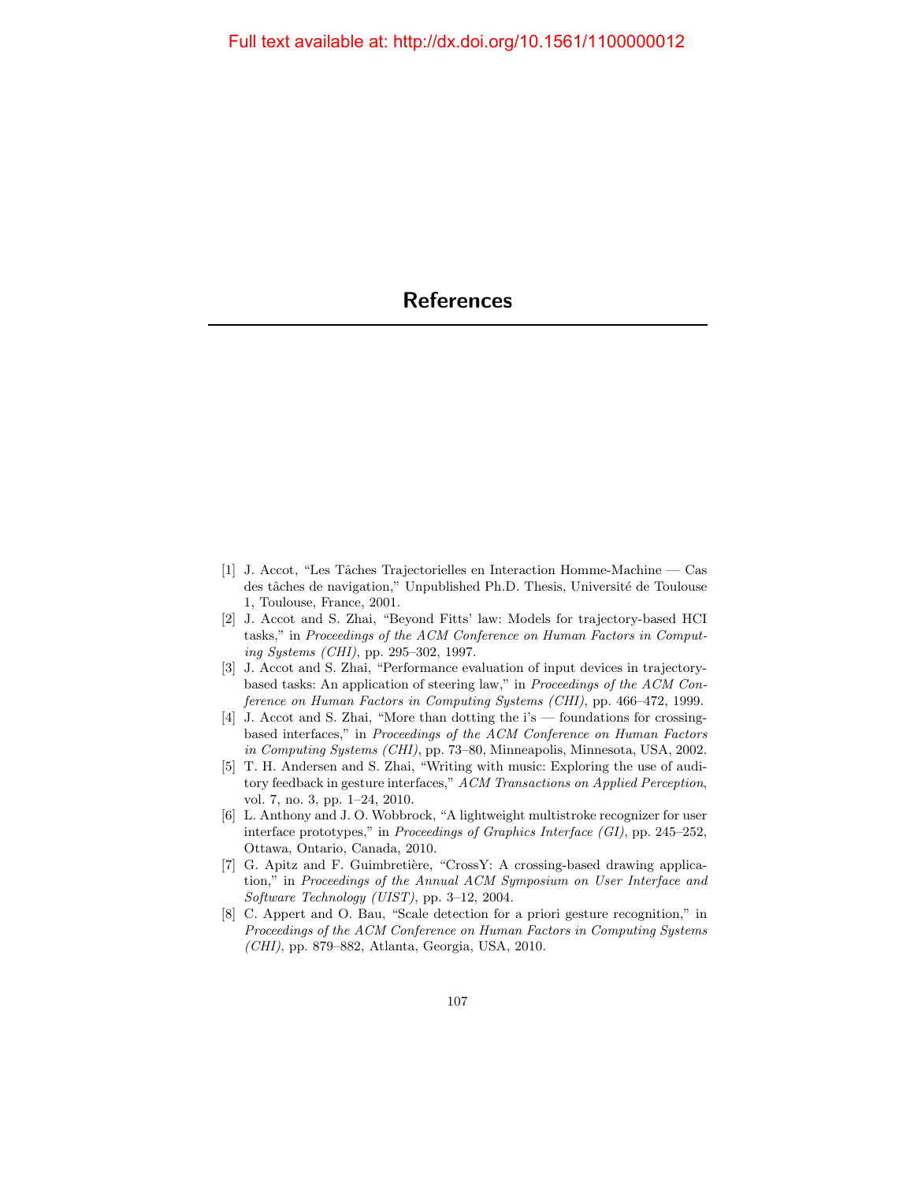# References

[1] J. Accot, “Les Tâches Trajectorielles en Interaction Homme-Machine — Cas des tâches de navigation,” Unpublished Ph.D. Thesis, Université de Toulouse 1, Toulouse, France, 2001.

[2] J. Accot and S. Zhai, “Beyond Fitts’ law: Models for trajectory-based HCI tasks,” in *Proceedings of the ACM Conference on Human Factors in Computing Systems (CHI)*, pp. 295–302, 1997.

[3] J. Accot and S. Zhai, “Performance evaluation of input devices in trajectory-based tasks: An application of steering law,” in *Proceedings of the ACM Conference on Human Factors in Computing Systems (CHI)*, pp. 466–472, 1999.

[4] J. Accot and S. Zhai, “More than dotting the i’s — foundations for crossing-based interfaces,” in *Proceedings of the ACM Conference on Human Factors in Computing Systems (CHI)*, pp. 73–80, Minneapolis, Minnesota, USA, 2002.

[5] T. H. Andersen and S. Zhai, “Writing with music: Exploring the use of auditory feedback in gesture interfaces,” *ACM Transactions on Applied Perception*, vol. 7, no. 3, pp. 1–24, 2010.

[6] L. Anthony and J. O. Wobbrock, “A lightweight multistroke recognizer for user interface prototypes,” in *Proceedings of Graphics Interface (GI)*, pp. 245–252, Ottawa, Ontario, Canada, 2010.

[7] G. Apitz and F. Guimbretière, “CrossY: A crossing-based drawing application,” in *Proceedings of the Annual ACM Symposium on User Interface and Software Technology (UIST)*, pp. 3–12, 2004.

[8] C. Appert and O. Bau, “Scale detection for a priori gesture recognition,” in *Proceedings of the ACM Conference on Human Factors in Computing Systems (CHI)*, pp. 879–882, Atlanta, Georgia, USA, 2010.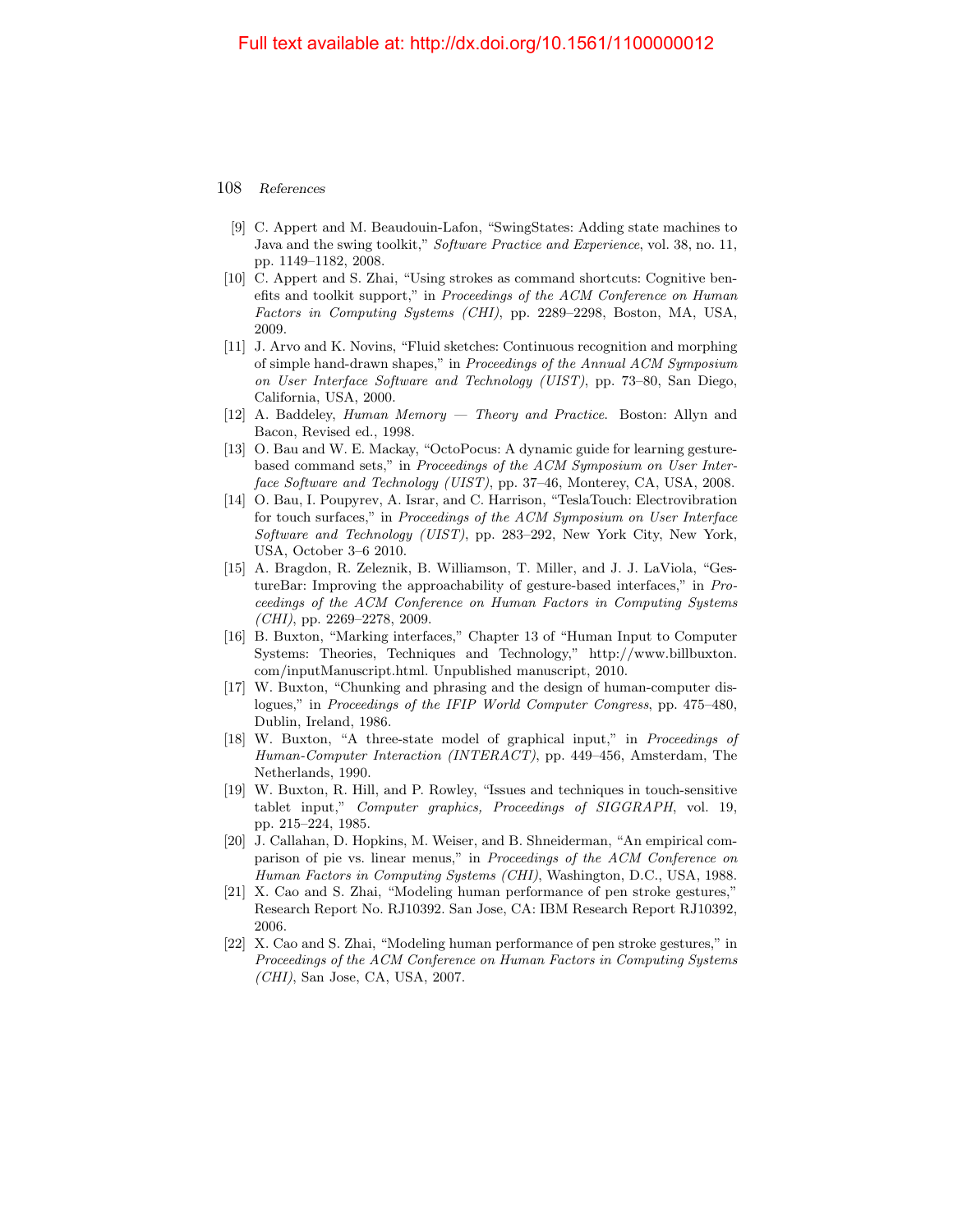[9] C. Appert and M. Beaudouin-Lafon, "SwingStates: Adding state machines to Java and the swing toolkit," *Software Practice and Experience*, vol. 38, no. 11, pp. 1149–1182, 2008.

[10] C. Appert and S. Zhai, "Using strokes as command shortcuts: Cognitive benefits and toolkit support," in *Proceedings of the ACM Conference on Human Factors in Computing Systems (CHI)*, pp. 2289–2298, Boston, MA, USA, 2009.

[11] J. Arvo and K. Novins, "Fluid sketches: Continuous recognition and morphing of simple hand-drawn shapes," in *Proceedings of the Annual ACM Symposium on User Interface Software and Technology (UIST)*, pp. 73–80, San Diego, California, USA, 2000.

[12] A. Baddeley, *Human Memory — Theory and Practice.* Boston: Allyn and Bacon, Revised ed., 1998.

[13] O. Bau and W. E. Mackay, "OctoPocus: A dynamic guide for learning gesture-based command sets," in *Proceedings of the ACM Symposium on User Interface Software and Technology (UIST)*, pp. 37–46, Monterey, CA, USA, 2008.

[14] O. Bau, I. Poupyrev, A. Israr, and C. Harrison, "TeslaTouch: Electrovibration for touch surfaces," in *Proceedings of the ACM Symposium on User Interface Software and Technology (UIST)*, pp. 283–292, New York City, New York, USA, October 3–6 2010.

[15] A. Bragdon, R. Zeleznik, B. Williamson, T. Miller, and J. J. LaViola, "GestureBar: Improving the approachability of gesture-based interfaces," in *Proceedings of the ACM Conference on Human Factors in Computing Systems (CHI)*, pp. 2269–2278, 2009.

[16] B. Buxton, "Marking interfaces," Chapter 13 of "Human Input to Computer Systems: Theories, Techniques and Technology," http://www.billbuxton.com/inputManuscript.html. Unpublished manuscript, 2010.

[17] W. Buxton, "Chunking and phrasing and the design of human-computer dislogues," in *Proceedings of the IFIP World Computer Congress*, pp. 475–480, Dublin, Ireland, 1986.

[18] W. Buxton, "A three-state model of graphical input," in *Proceedings of Human-Computer Interaction (INTERACT)*, pp. 449–456, Amsterdam, The Netherlands, 1990.

[19] W. Buxton, R. Hill, and P. Rowley, "Issues and techniques in touch-sensitive tablet input," *Computer graphics, Proceedings of SIGGRAPH*, vol. 19, pp. 215–224, 1985.

[20] J. Callahan, D. Hopkins, M. Weiser, and B. Shneiderman, "An empirical comparison of pie vs. linear menus," in *Proceedings of the ACM Conference on Human Factors in Computing Systems (CHI)*, Washington, D.C., USA, 1988.

[21] X. Cao and S. Zhai, "Modeling human performance of pen stroke gestures," Research Report No. RJ10392. San Jose, CA: IBM Research Report RJ10392, 2006.

[22] X. Cao and S. Zhai, "Modeling human performance of pen stroke gestures," in *Proceedings of the ACM Conference on Human Factors in Computing Systems (CHI)*, San Jose, CA, USA, 2007.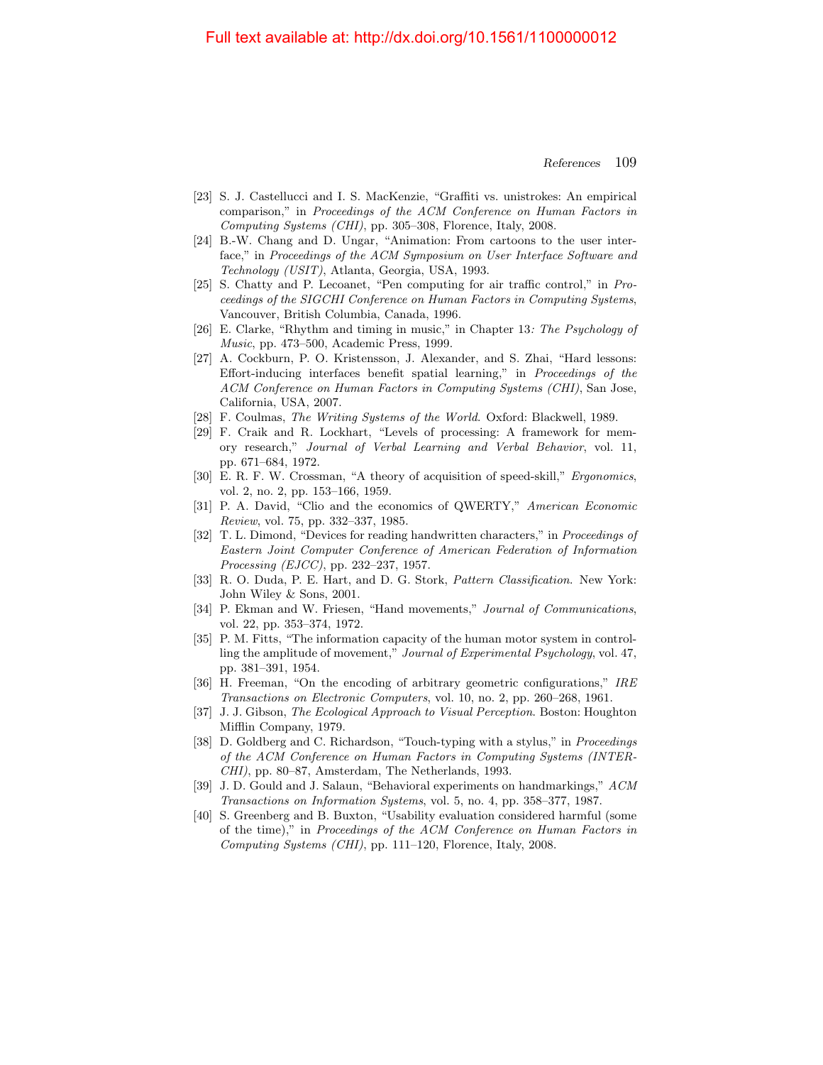[23] S. J. Castellucci and I. S. MacKenzie, "Graffiti vs. unistrokes: An empirical comparison," in *Proceedings of the ACM Conference on Human Factors in Computing Systems (CHI)*, pp. 305–308, Florence, Italy, 2008.

[24] B.-W. Chang and D. Ungar, "Animation: From cartoons to the user interface," in *Proceedings of the ACM Symposium on User Interface Software and Technology (USIT)*, Atlanta, Georgia, USA, 1993.

[25] S. Chatty and P. Lecoanet, "Pen computing for air traffic control," in *Proceedings of the SIGCHI Conference on Human Factors in Computing Systems*, Vancouver, British Columbia, Canada, 1996.

[26] E. Clarke, "Rhythm and timing in music," in Chapter 13*: The Psychology of Music*, pp. 473–500, Academic Press, 1999.

[27] A. Cockburn, P. O. Kristensson, J. Alexander, and S. Zhai, "Hard lessons: Effort-inducing interfaces benefit spatial learning," in *Proceedings of the ACM Conference on Human Factors in Computing Systems (CHI)*, San Jose, California, USA, 2007.

[28] F. Coulmas, *The Writing Systems of the World*. Oxford: Blackwell, 1989.

[29] F. Craik and R. Lockhart, "Levels of processing: A framework for memory research," *Journal of Verbal Learning and Verbal Behavior*, vol. 11, pp. 671–684, 1972.

[30] E. R. F. W. Crossman, "A theory of acquisition of speed-skill," *Ergonomics*, vol. 2, no. 2, pp. 153–166, 1959.

[31] P. A. David, "Clio and the economics of QWERTY," *American Economic Review*, vol. 75, pp. 332–337, 1985.

[32] T. L. Dimond, "Devices for reading handwritten characters," in *Proceedings of Eastern Joint Computer Conference of American Federation of Information Processing (EJCC)*, pp. 232–237, 1957.

[33] R. O. Duda, P. E. Hart, and D. G. Stork, *Pattern Classification*. New York: John Wiley & Sons, 2001.

[34] P. Ekman and W. Friesen, "Hand movements," *Journal of Communications*, vol. 22, pp. 353–374, 1972.

[35] P. M. Fitts, "The information capacity of the human motor system in controlling the amplitude of movement," *Journal of Experimental Psychology*, vol. 47, pp. 381–391, 1954.

[36] H. Freeman, "On the encoding of arbitrary geometric configurations," *IRE Transactions on Electronic Computers*, vol. 10, no. 2, pp. 260–268, 1961.

[37] J. J. Gibson, *The Ecological Approach to Visual Perception*. Boston: Houghton Mifflin Company, 1979.

[38] D. Goldberg and C. Richardson, "Touch-typing with a stylus," in *Proceedings of the ACM Conference on Human Factors in Computing Systems (INTERCHI)*, pp. 80–87, Amsterdam, The Netherlands, 1993.

[39] J. D. Gould and J. Salaun, "Behavioral experiments on handmarkings," *ACM Transactions on Information Systems*, vol. 5, no. 4, pp. 358–377, 1987.

[40] S. Greenberg and B. Buxton, "Usability evaluation considered harmful (some of the time)," in *Proceedings of the ACM Conference on Human Factors in Computing Systems (CHI)*, pp. 111–120, Florence, Italy, 2008.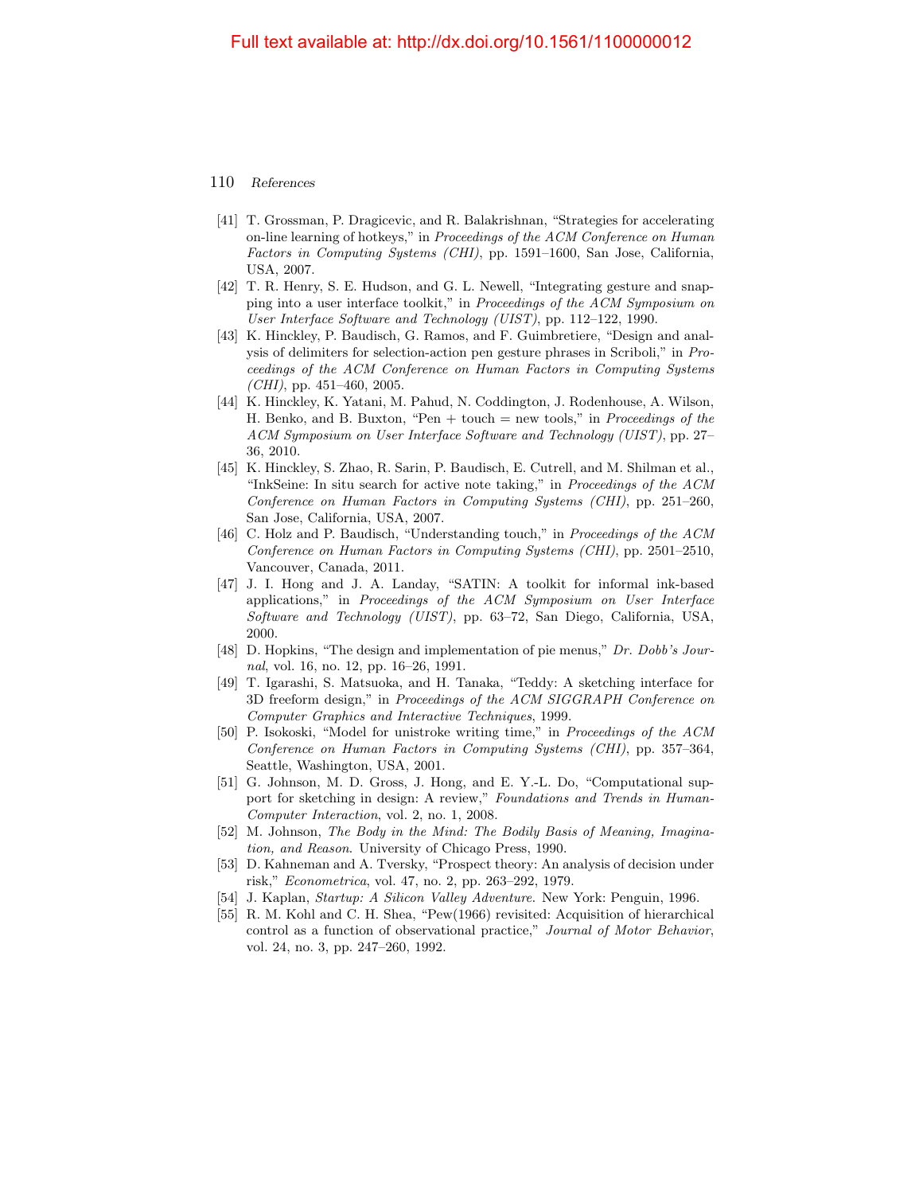- [41] T. Grossman, P. Dragicevic, and R. Balakrishnan, "Strategies for accelerating on-line learning of hotkeys," in *Proceedings of the ACM Conference on Human Factors in Computing Systems (CHI)*, pp. 1591–1600, San Jose, California, USA, 2007.
- [42] T. R. Henry, S. E. Hudson, and G. L. Newell, "Integrating gesture and snapping into a user interface toolkit," in *Proceedings of the ACM Symposium on User Interface Software and Technology (UIST)*, pp. 112–122, 1990.
- [43] K. Hinckley, P. Baudisch, G. Ramos, and F. Guimbretiere, "Design and analysis of delimiters for selection-action pen gesture phrases in Scriboli," in *Proceedings of the ACM Conference on Human Factors in Computing Systems (CHI)*, pp. 451–460, 2005.
- [44] K. Hinckley, K. Yatani, M. Pahud, N. Coddington, J. Rodenhouse, A. Wilson, H. Benko, and B. Buxton, "Pen + touch = new tools," in *Proceedings of the ACM Symposium on User Interface Software and Technology (UIST)*, pp. 27–36, 2010.
- [45] K. Hinckley, S. Zhao, R. Sarin, P. Baudisch, E. Cutrell, and M. Shilman et al., "InkSeine: In situ search for active note taking," in *Proceedings of the ACM Conference on Human Factors in Computing Systems (CHI)*, pp. 251–260, San Jose, California, USA, 2007.
- [46] C. Holz and P. Baudisch, "Understanding touch," in *Proceedings of the ACM Conference on Human Factors in Computing Systems (CHI)*, pp. 2501–2510, Vancouver, Canada, 2011.
- [47] J. I. Hong and J. A. Landay, "SATIN: A toolkit for informal ink-based applications," in *Proceedings of the ACM Symposium on User Interface Software and Technology (UIST)*, pp. 63–72, San Diego, California, USA, 2000.
- [48] D. Hopkins, "The design and implementation of pie menus," *Dr. Dobb's Journal*, vol. 16, no. 12, pp. 16–26, 1991.
- [49] T. Igarashi, S. Matsuoka, and H. Tanaka, "Teddy: A sketching interface for 3D freeform design," in *Proceedings of the ACM SIGGRAPH Conference on Computer Graphics and Interactive Techniques*, 1999.
- [50] P. Isokoski, "Model for unistroke writing time," in *Proceedings of the ACM Conference on Human Factors in Computing Systems (CHI)*, pp. 357–364, Seattle, Washington, USA, 2001.
- [51] G. Johnson, M. D. Gross, J. Hong, and E. Y.-L. Do, "Computational support for sketching in design: A review," *Foundations and Trends in Human-Computer Interaction*, vol. 2, no. 1, 2008.
- [52] M. Johnson, *The Body in the Mind: The Bodily Basis of Meaning, Imagination, and Reason*. University of Chicago Press, 1990.
- [53] D. Kahneman and A. Tversky, "Prospect theory: An analysis of decision under risk," *Econometrica*, vol. 47, no. 2, pp. 263–292, 1979.
- [54] J. Kaplan, *Startup: A Silicon Valley Adventure*. New York: Penguin, 1996.
- [55] R. M. Kohl and C. H. Shea, "Pew(1966) revisited: Acquisition of hierarchical control as a function of observational practice," *Journal of Motor Behavior*, vol. 24, no. 3, pp. 247–260, 1992.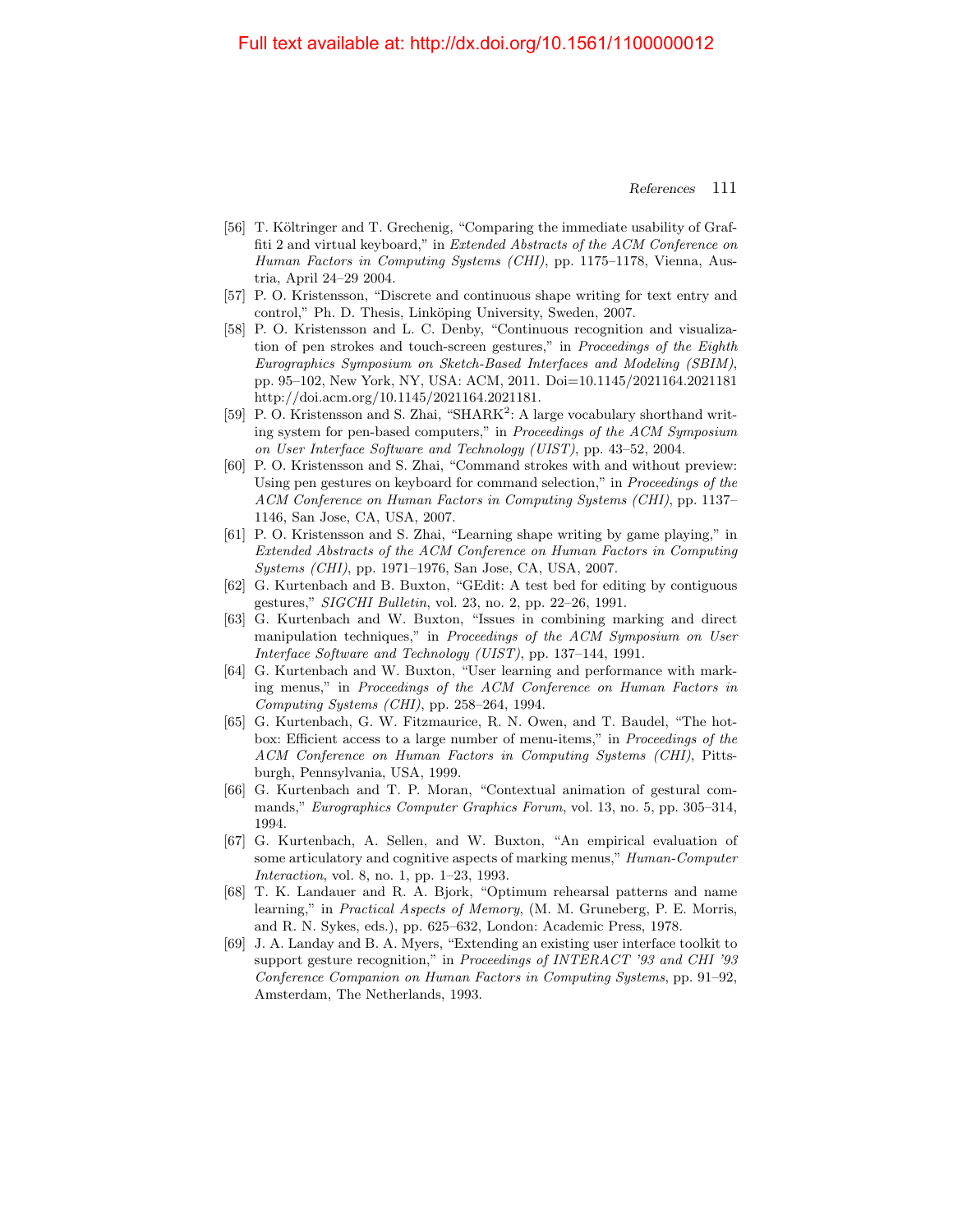[56] T. Költringer and T. Grechenig, "Comparing the immediate usability of Graffiti 2 and virtual keyboard," in *Extended Abstracts of the ACM Conference on Human Factors in Computing Systems (CHI)*, pp. 1175–1178, Vienna, Austria, April 24–29 2004.

[57] P. O. Kristensson, "Discrete and continuous shape writing for text entry and control," Ph. D. Thesis, Linköping University, Sweden, 2007.

[58] P. O. Kristensson and L. C. Denby, "Continuous recognition and visualization of pen strokes and touch-screen gestures," in *Proceedings of the Eighth Eurographics Symposium on Sketch-Based Interfaces and Modeling (SBIM)*, pp. 95–102, New York, NY, USA: ACM, 2011. Doi=10.1145/2021164.2021181 http://doi.acm.org/10.1145/2021164.2021181.

[59] P. O. Kristensson and S. Zhai, "SHARK$^2$: A large vocabulary shorthand writing system for pen-based computers," in *Proceedings of the ACM Symposium on User Interface Software and Technology (UIST)*, pp. 43–52, 2004.

[60] P. O. Kristensson and S. Zhai, "Command strokes with and without preview: Using pen gestures on keyboard for command selection," in *Proceedings of the ACM Conference on Human Factors in Computing Systems (CHI)*, pp. 1137–1146, San Jose, CA, USA, 2007.

[61] P. O. Kristensson and S. Zhai, "Learning shape writing by game playing," in *Extended Abstracts of the ACM Conference on Human Factors in Computing Systems (CHI)*, pp. 1971–1976, San Jose, CA, USA, 2007.

[62] G. Kurtenbach and B. Buxton, "GEdit: A test bed for editing by contiguous gestures," *SIGCHI Bulletin*, vol. 23, no. 2, pp. 22–26, 1991.

[63] G. Kurtenbach and W. Buxton, "Issues in combining marking and direct manipulation techniques," in *Proceedings of the ACM Symposium on User Interface Software and Technology (UIST)*, pp. 137–144, 1991.

[64] G. Kurtenbach and W. Buxton, "User learning and performance with marking menus," in *Proceedings of the ACM Conference on Human Factors in Computing Systems (CHI)*, pp. 258–264, 1994.

[65] G. Kurtenbach, G. W. Fitzmaurice, R. N. Owen, and T. Baudel, "The hotbox: Efficient access to a large number of menu-items," in *Proceedings of the ACM Conference on Human Factors in Computing Systems (CHI)*, Pittsburgh, Pennsylvania, USA, 1999.

[66] G. Kurtenbach and T. P. Moran, "Contextual animation of gestural commands," *Eurographics Computer Graphics Forum*, vol. 13, no. 5, pp. 305–314, 1994.

[67] G. Kurtenbach, A. Sellen, and W. Buxton, "An empirical evaluation of some articulatory and cognitive aspects of marking menus," *Human-Computer Interaction*, vol. 8, no. 1, pp. 1–23, 1993.

[68] T. K. Landauer and R. A. Bjork, "Optimum rehearsal patterns and name learning," in *Practical Aspects of Memory*, (M. M. Gruneberg, P. E. Morris, and R. N. Sykes, eds.), pp. 625–632, London: Academic Press, 1978.

[69] J. A. Landay and B. A. Myers, "Extending an existing user interface toolkit to support gesture recognition," in *Proceedings of INTERACT '93 and CHI '93 Conference Companion on Human Factors in Computing Systems*, pp. 91–92, Amsterdam, The Netherlands, 1993.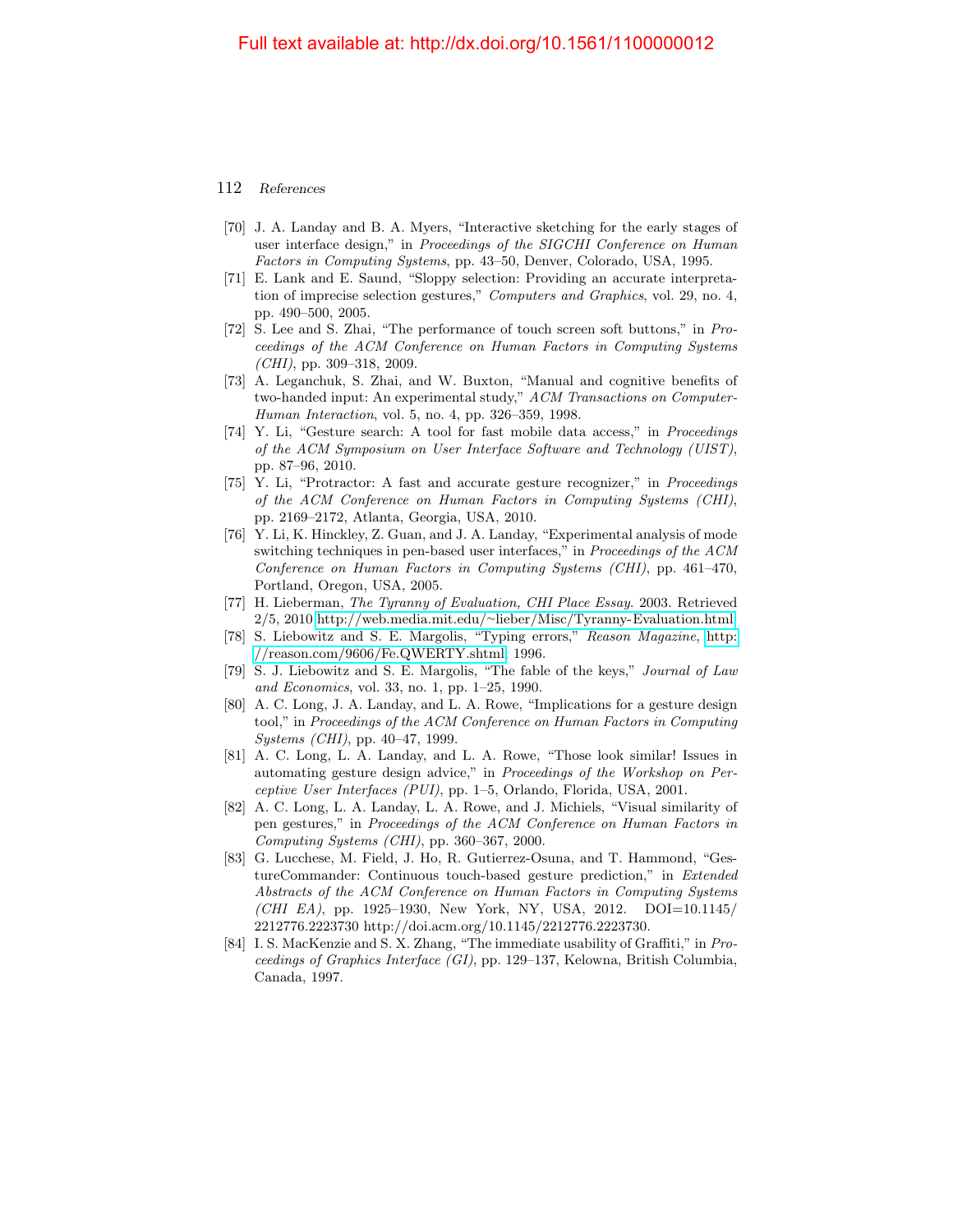[70] J. A. Landay and B. A. Myers, "Interactive sketching for the early stages of user interface design," in *Proceedings of the SIGCHI Conference on Human Factors in Computing Systems*, pp. 43–50, Denver, Colorado, USA, 1995.

[71] E. Lank and E. Saund, "Sloppy selection: Providing an accurate interpretation of imprecise selection gestures," *Computers and Graphics*, vol. 29, no. 4, pp. 490–500, 2005.

[72] S. Lee and S. Zhai, "The performance of touch screen soft buttons," in *Proceedings of the ACM Conference on Human Factors in Computing Systems (CHI)*, pp. 309–318, 2009.

[73] A. Leganchuk, S. Zhai, and W. Buxton, "Manual and cognitive benefits of two-handed input: An experimental study," *ACM Transactions on Computer-Human Interaction*, vol. 5, no. 4, pp. 326–359, 1998.

[74] Y. Li, "Gesture search: A tool for fast mobile data access," in *Proceedings of the ACM Symposium on User Interface Software and Technology (UIST)*, pp. 87–96, 2010.

[75] Y. Li, "Protractor: A fast and accurate gesture recognizer," in *Proceedings of the ACM Conference on Human Factors in Computing Systems (CHI)*, pp. 2169–2172, Atlanta, Georgia, USA, 2010.

[76] Y. Li, K. Hinckley, Z. Guan, and J. A. Landay, "Experimental analysis of mode switching techniques in pen-based user interfaces," in *Proceedings of the ACM Conference on Human Factors in Computing Systems (CHI)*, pp. 461–470, Portland, Oregon, USA, 2005.

[77] H. Lieberman, *The Tyranny of Evaluation, CHI Place Essay*. 2003. Retrieved 2/5, 2010 http://web.media.mit.edu/~lieber/Misc/Tyranny-Evaluation.html.

[78] S. Liebowitz and S. E. Margolis, "Typing errors," *Reason Magazine*, http://reason.com/9606/Fe.QWERTY.shtml, 1996.

[79] S. J. Liebowitz and S. E. Margolis, "The fable of the keys," *Journal of Law and Economics*, vol. 33, no. 1, pp. 1–25, 1990.

[80] A. C. Long, J. A. Landay, and L. A. Rowe, "Implications for a gesture design tool," in *Proceedings of the ACM Conference on Human Factors in Computing Systems (CHI)*, pp. 40–47, 1999.

[81] A. C. Long, L. A. Landay, and L. A. Rowe, "Those look similar! Issues in automating gesture design advice," in *Proceedings of the Workshop on Perceptive User Interfaces (PUI)*, pp. 1–5, Orlando, Florida, USA, 2001.

[82] A. C. Long, L. A. Landay, L. A. Rowe, and J. Michiels, "Visual similarity of pen gestures," in *Proceedings of the ACM Conference on Human Factors in Computing Systems (CHI)*, pp. 360–367, 2000.

[83] G. Lucchese, M. Field, J. Ho, R. Gutierrez-Osuna, and T. Hammond, "GestureCommander: Continuous touch-based gesture prediction," in *Extended Abstracts of the ACM Conference on Human Factors in Computing Systems (CHI EA)*, pp. 1925–1930, New York, NY, USA, 2012. DOI=10.1145/2212776.2223730 http://doi.acm.org/10.1145/2212776.2223730.

[84] I. S. MacKenzie and S. X. Zhang, "The immediate usability of Graffiti," in *Proceedings of Graphics Interface (GI)*, pp. 129–137, Kelowna, British Columbia, Canada, 1997.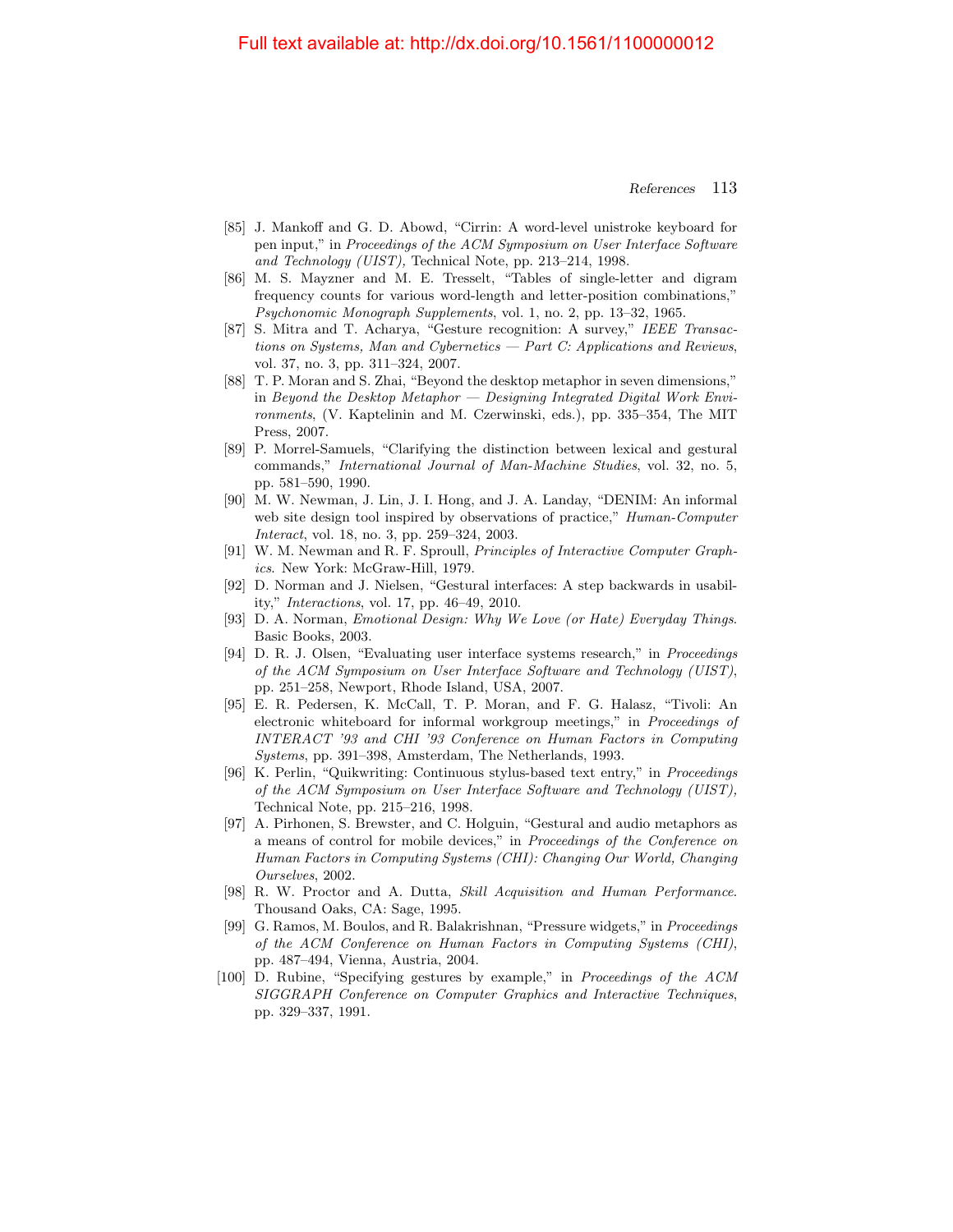[85] J. Mankoff and G. D. Abowd, "Cirrin: A word-level unistroke keyboard for pen input," in *Proceedings of the ACM Symposium on User Interface Software and Technology (UIST),* Technical Note, pp. 213–214, 1998.

[86] M. S. Mayzner and M. E. Tresselt, "Tables of single-letter and digram frequency counts for various word-length and letter-position combinations," *Psychonomic Monograph Supplements*, vol. 1, no. 2, pp. 13–32, 1965.

[87] S. Mitra and T. Acharya, "Gesture recognition: A survey," *IEEE Transactions on Systems, Man and Cybernetics — Part C: Applications and Reviews*, vol. 37, no. 3, pp. 311–324, 2007.

[88] T. P. Moran and S. Zhai, "Beyond the desktop metaphor in seven dimensions," in *Beyond the Desktop Metaphor — Designing Integrated Digital Work Environments*, (V. Kaptelinin and M. Czerwinski, eds.), pp. 335–354, The MIT Press, 2007.

[89] P. Morrel-Samuels, "Clarifying the distinction between lexical and gestural commands," *International Journal of Man-Machine Studies*, vol. 32, no. 5, pp. 581–590, 1990.

[90] M. W. Newman, J. Lin, J. I. Hong, and J. A. Landay, "DENIM: An informal web site design tool inspired by observations of practice," *Human-Computer Interact*, vol. 18, no. 3, pp. 259–324, 2003.

[91] W. M. Newman and R. F. Sproull, *Principles of Interactive Computer Graphics.* New York: McGraw-Hill, 1979.

[92] D. Norman and J. Nielsen, "Gestural interfaces: A step backwards in usability," *Interactions*, vol. 17, pp. 46–49, 2010.

[93] D. A. Norman, *Emotional Design: Why We Love (or Hate) Everyday Things.* Basic Books, 2003.

[94] D. R. J. Olsen, "Evaluating user interface systems research," in *Proceedings of the ACM Symposium on User Interface Software and Technology (UIST)*, pp. 251–258, Newport, Rhode Island, USA, 2007.

[95] E. R. Pedersen, K. McCall, T. P. Moran, and F. G. Halasz, "Tivoli: An electronic whiteboard for informal workgroup meetings," in *Proceedings of INTERACT '93 and CHI '93 Conference on Human Factors in Computing Systems*, pp. 391–398, Amsterdam, The Netherlands, 1993.

[96] K. Perlin, "Quikwriting: Continuous stylus-based text entry," in *Proceedings of the ACM Symposium on User Interface Software and Technology (UIST),* Technical Note, pp. 215–216, 1998.

[97] A. Pirhonen, S. Brewster, and C. Holguin, "Gestural and audio metaphors as a means of control for mobile devices," in *Proceedings of the Conference on Human Factors in Computing Systems (CHI): Changing Our World, Changing Ourselves*, 2002.

[98] R. W. Proctor and A. Dutta, *Skill Acquisition and Human Performance.* Thousand Oaks, CA: Sage, 1995.

[99] G. Ramos, M. Boulos, and R. Balakrishnan, "Pressure widgets," in *Proceedings of the ACM Conference on Human Factors in Computing Systems (CHI)*, pp. 487–494, Vienna, Austria, 2004.

[100] D. Rubine, "Specifying gestures by example," in *Proceedings of the ACM SIGGRAPH Conference on Computer Graphics and Interactive Techniques*, pp. 329–337, 1991.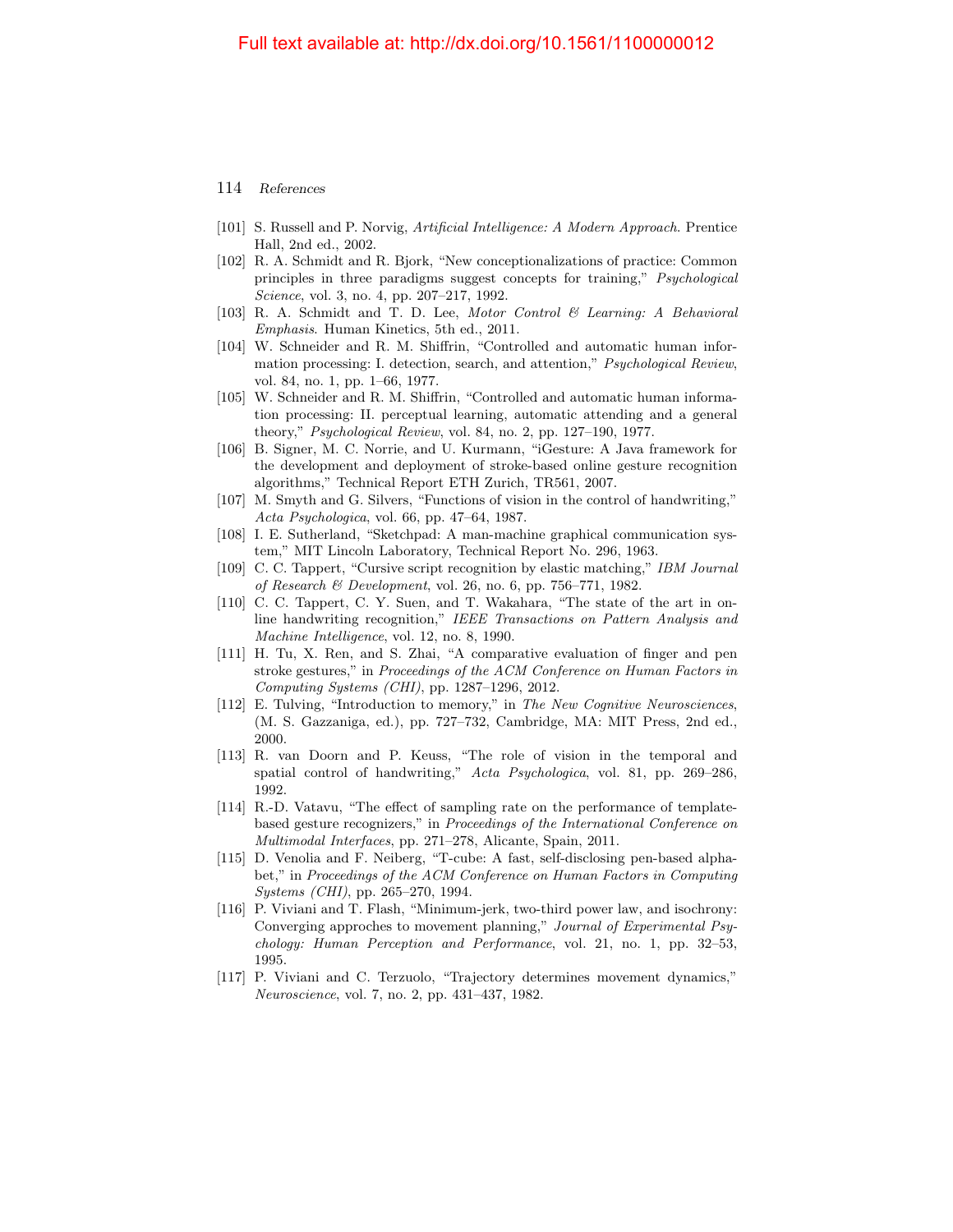- [101] S. Russell and P. Norvig, *Artificial Intelligence: A Modern Approach*. Prentice Hall, 2nd ed., 2002.
- [102] R. A. Schmidt and R. Bjork, "New conceptionalizations of practice: Common principles in three paradigms suggest concepts for training," *Psychological Science*, vol. 3, no. 4, pp. 207–217, 1992.
- [103] R. A. Schmidt and T. D. Lee, *Motor Control & Learning: A Behavioral Emphasis*. Human Kinetics, 5th ed., 2011.
- [104] W. Schneider and R. M. Shiffrin, "Controlled and automatic human information processing: I. detection, search, and attention," *Psychological Review*, vol. 84, no. 1, pp. 1–66, 1977.
- [105] W. Schneider and R. M. Shiffrin, "Controlled and automatic human information processing: II. perceptual learning, automatic attending and a general theory," *Psychological Review*, vol. 84, no. 2, pp. 127–190, 1977.
- [106] B. Signer, M. C. Norrie, and U. Kurmann, "iGesture: A Java framework for the development and deployment of stroke-based online gesture recognition algorithms," Technical Report ETH Zurich, TR561, 2007.
- [107] M. Smyth and G. Silvers, "Functions of vision in the control of handwriting," *Acta Psychologica*, vol. 66, pp. 47–64, 1987.
- [108] I. E. Sutherland, "Sketchpad: A man-machine graphical communication system," MIT Lincoln Laboratory, Technical Report No. 296, 1963.
- [109] C. C. Tappert, "Cursive script recognition by elastic matching," *IBM Journal of Research & Development*, vol. 26, no. 6, pp. 756–771, 1982.
- [110] C. C. Tappert, C. Y. Suen, and T. Wakahara, "The state of the art in online handwriting recognition," *IEEE Transactions on Pattern Analysis and Machine Intelligence*, vol. 12, no. 8, 1990.
- [111] H. Tu, X. Ren, and S. Zhai, "A comparative evaluation of finger and pen stroke gestures," in *Proceedings of the ACM Conference on Human Factors in Computing Systems (CHI)*, pp. 1287–1296, 2012.
- [112] E. Tulving, "Introduction to memory," in *The New Cognitive Neurosciences*, (M. S. Gazzaniga, ed.), pp. 727–732, Cambridge, MA: MIT Press, 2nd ed., 2000.
- [113] R. van Doorn and P. Keuss, "The role of vision in the temporal and spatial control of handwriting," *Acta Psychologica*, vol. 81, pp. 269–286, 1992.
- [114] R.-D. Vatavu, "The effect of sampling rate on the performance of template-based gesture recognizers," in *Proceedings of the International Conference on Multimodal Interfaces*, pp. 271–278, Alicante, Spain, 2011.
- [115] D. Venolia and F. Neiberg, "T-cube: A fast, self-disclosing pen-based alphabet," in *Proceedings of the ACM Conference on Human Factors in Computing Systems (CHI)*, pp. 265–270, 1994.
- [116] P. Viviani and T. Flash, "Minimum-jerk, two-third power law, and isochrony: Converging approches to movement planning," *Journal of Experimental Psychology: Human Perception and Performance*, vol. 21, no. 1, pp. 32–53, 1995.
- [117] P. Viviani and C. Terzuolo, "Trajectory determines movement dynamics," *Neuroscience*, vol. 7, no. 2, pp. 431–437, 1982.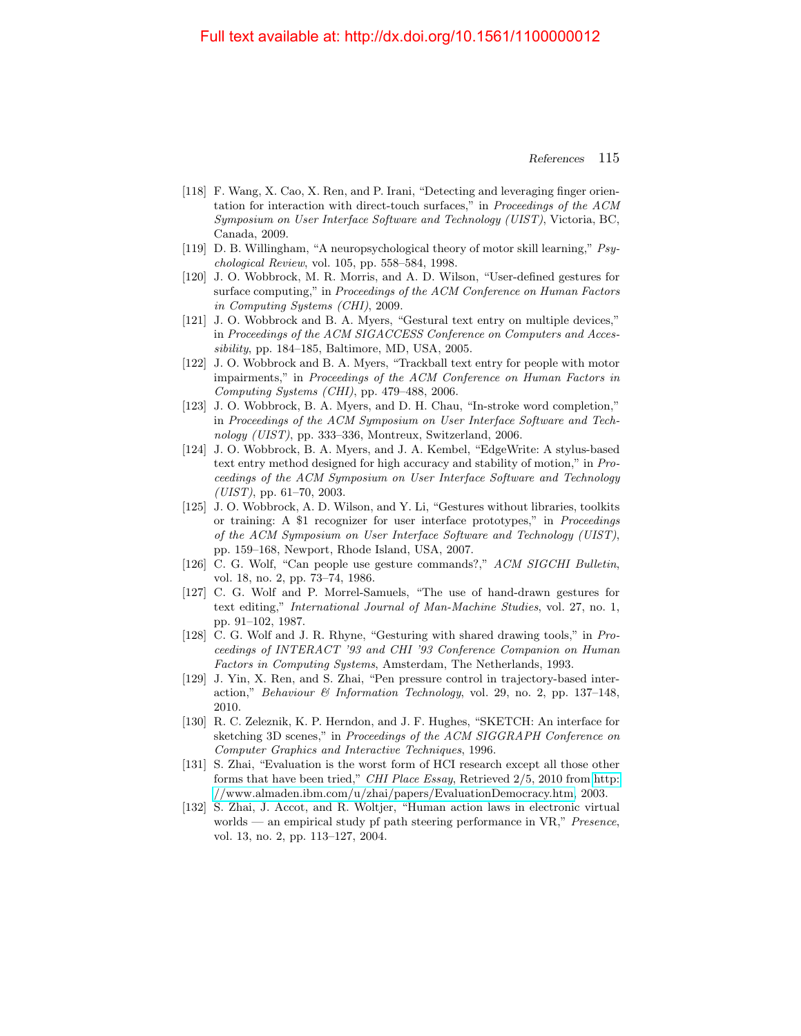[118] F. Wang, X. Cao, X. Ren, and P. Irani, "Detecting and leveraging finger orientation for interaction with direct-touch surfaces," in *Proceedings of the ACM Symposium on User Interface Software and Technology (UIST)*, Victoria, BC, Canada, 2009.

[119] D. B. Willingham, "A neuropsychological theory of motor skill learning," *Psychological Review*, vol. 105, pp. 558–584, 1998.

[120] J. O. Wobbrock, M. R. Morris, and A. D. Wilson, "User-defined gestures for surface computing," in *Proceedings of the ACM Conference on Human Factors in Computing Systems (CHI)*, 2009.

[121] J. O. Wobbrock and B. A. Myers, "Gestural text entry on multiple devices," in *Proceedings of the ACM SIGACCESS Conference on Computers and Accessibility*, pp. 184–185, Baltimore, MD, USA, 2005.

[122] J. O. Wobbrock and B. A. Myers, "Trackball text entry for people with motor impairments," in *Proceedings of the ACM Conference on Human Factors in Computing Systems (CHI)*, pp. 479–488, 2006.

[123] J. O. Wobbrock, B. A. Myers, and D. H. Chau, "In-stroke word completion," in *Proceedings of the ACM Symposium on User Interface Software and Technology (UIST)*, pp. 333–336, Montreux, Switzerland, 2006.

[124] J. O. Wobbrock, B. A. Myers, and J. A. Kembel, "EdgeWrite: A stylus-based text entry method designed for high accuracy and stability of motion," in *Proceedings of the ACM Symposium on User Interface Software and Technology (UIST)*, pp. 61–70, 2003.

[125] J. O. Wobbrock, A. D. Wilson, and Y. Li, "Gestures without libraries, toolkits or training: A $1 recognizer for user interface prototypes," in *Proceedings of the ACM Symposium on User Interface Software and Technology (UIST)*, pp. 159–168, Newport, Rhode Island, USA, 2007.

[126] C. G. Wolf, "Can people use gesture commands?," *ACM SIGCHI Bulletin*, vol. 18, no. 2, pp. 73–74, 1986.

[127] C. G. Wolf and P. Morrel-Samuels, "The use of hand-drawn gestures for text editing," *International Journal of Man-Machine Studies*, vol. 27, no. 1, pp. 91–102, 1987.

[128] C. G. Wolf and J. R. Rhyne, "Gesturing with shared drawing tools," in *Proceedings of INTERACT '93 and CHI '93 Conference Companion on Human Factors in Computing Systems*, Amsterdam, The Netherlands, 1993.

[129] J. Yin, X. Ren, and S. Zhai, "Pen pressure control in trajectory-based interaction," *Behaviour & Information Technology*, vol. 29, no. 2, pp. 137–148, 2010.

[130] R. C. Zeleznik, K. P. Herndon, and J. F. Hughes, "SKETCH: An interface for sketching 3D scenes," in *Proceedings of the ACM SIGGRAPH Conference on Computer Graphics and Interactive Techniques*, 1996.

[131] S. Zhai, "Evaluation is the worst form of HCI research except all those other forms that have been tried," *CHI Place Essay*, Retrieved 2/5, 2010 from http://www.almaden.ibm.com/u/zhai/papers/EvaluationDemocracy.htm, 2003.

[132] S. Zhai, J. Accot, and R. Woltjer, "Human action laws in electronic virtual worlds — an empirical study pf path steering performance in VR," *Presence*, vol. 13, no. 2, pp. 113–127, 2004.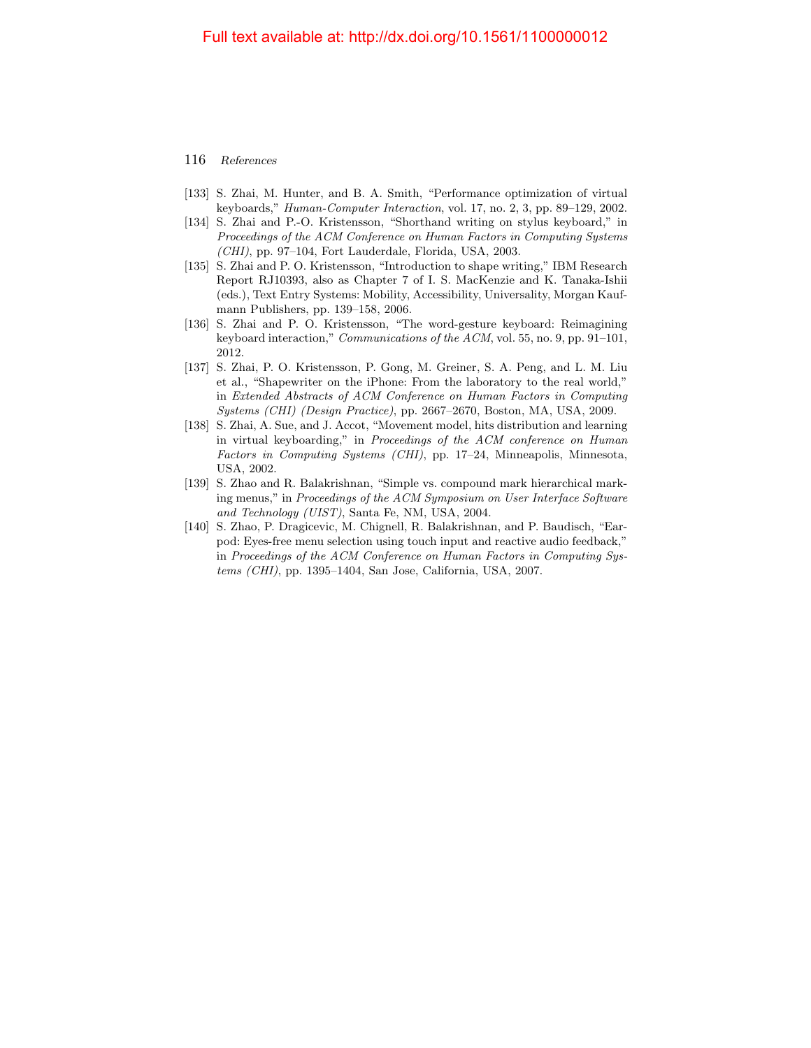[133] S. Zhai, M. Hunter, and B. A. Smith, "Performance optimization of virtual keyboards," *Human-Computer Interaction*, vol. 17, no. 2, 3, pp. 89–129, 2002.

[134] S. Zhai and P.-O. Kristensson, "Shorthand writing on stylus keyboard," in *Proceedings of the ACM Conference on Human Factors in Computing Systems (CHI)*, pp. 97–104, Fort Lauderdale, Florida, USA, 2003.

[135] S. Zhai and P. O. Kristensson, "Introduction to shape writing," IBM Research Report RJ10393, also as Chapter 7 of I. S. MacKenzie and K. Tanaka-Ishii (eds.), Text Entry Systems: Mobility, Accessibility, Universality, Morgan Kaufmann Publishers, pp. 139–158, 2006.

[136] S. Zhai and P. O. Kristensson, "The word-gesture keyboard: Reimagining keyboard interaction," *Communications of the ACM*, vol. 55, no. 9, pp. 91–101, 2012.

[137] S. Zhai, P. O. Kristensson, P. Gong, M. Greiner, S. A. Peng, and L. M. Liu et al., "Shapewriter on the iPhone: From the laboratory to the real world," in *Extended Abstracts of ACM Conference on Human Factors in Computing Systems (CHI) (Design Practice)*, pp. 2667–2670, Boston, MA, USA, 2009.

[138] S. Zhai, A. Sue, and J. Accot, "Movement model, hits distribution and learning in virtual keyboarding," in *Proceedings of the ACM conference on Human Factors in Computing Systems (CHI)*, pp. 17–24, Minneapolis, Minnesota, USA, 2002.

[139] S. Zhao and R. Balakrishnan, "Simple vs. compound mark hierarchical marking menus," in *Proceedings of the ACM Symposium on User Interface Software and Technology (UIST)*, Santa Fe, NM, USA, 2004.

[140] S. Zhao, P. Dragicevic, M. Chignell, R. Balakrishnan, and P. Baudisch, "Earpod: Eyes-free menu selection using touch input and reactive audio feedback," in *Proceedings of the ACM Conference on Human Factors in Computing Systems (CHI)*, pp. 1395–1404, San Jose, California, USA, 2007.